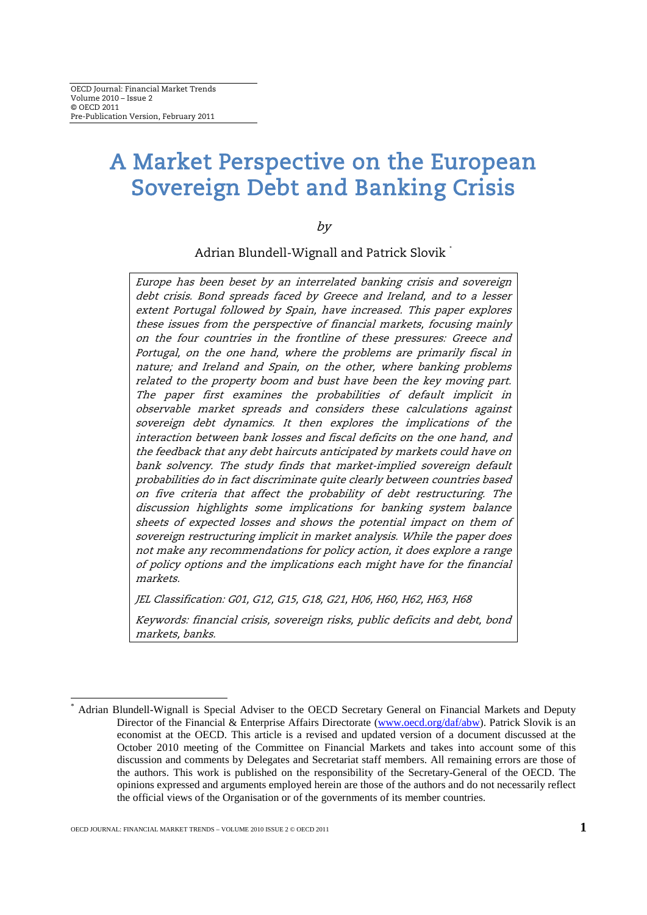OECD Journal: Financial Market Trends
Volume 2010 – Issue 2
© OECD 2011
Pre-Publication Version, February 2011

# A Market Perspective on the European Sovereign Debt and Banking Crisis

*by*

Adrian Blundell-Wignall and Patrick Slovik [*]

*Europe has been beset by an interrelated banking crisis and sovereign debt crisis. Bond spreads faced by Greece and Ireland, and to a lesser extent Portugal followed by Spain, have increased. This paper explores these issues from the perspective of financial markets, focusing mainly on the four countries in the frontline of these pressures: Greece and Portugal, on the one hand, where the problems are primarily fiscal in nature; and Ireland and Spain, on the other, where banking problems related to the property boom and bust have been the key moving part. The paper first examines the probabilities of default implicit in observable market spreads and considers these calculations against sovereign debt dynamics. It then explores the implications of the interaction between bank losses and fiscal deficits on the one hand, and the feedback that any debt haircuts anticipated by markets could have on bank solvency. The study finds that market-implied sovereign default probabilities do in fact discriminate quite clearly between countries based on five criteria that affect the probability of debt restructuring. The discussion highlights some implications for banking system balance sheets of expected losses and shows the potential impact on them of sovereign restructuring implicit in market analysis. While the paper does not make any recommendations for policy action, it does explore a range of policy options and the implications each might have for the financial markets.*

*JEL Classification: G01, G12, G15, G18, G21, H06, H60, H62, H63, H68*

*Keywords: financial crisis, sovereign risks, public deficits and debt, bond markets, banks.*

---

[*] Adrian Blundell-Wignall is Special Adviser to the OECD Secretary General on Financial Markets and Deputy Director of the Financial & Enterprise Affairs Directorate (www.oecd.org/daf/abw). Patrick Slovik is an economist at the OECD. This article is a revised and updated version of a document discussed at the October 2010 meeting of the Committee on Financial Markets and takes into account some of this discussion and comments by Delegates and Secretariat staff members. All remaining errors are those of the authors. This work is published on the responsibility of the Secretary-General of the OECD. The opinions expressed and arguments employed herein are those of the authors and do not necessarily reflect the official views of the Organisation or of the governments of its member countries.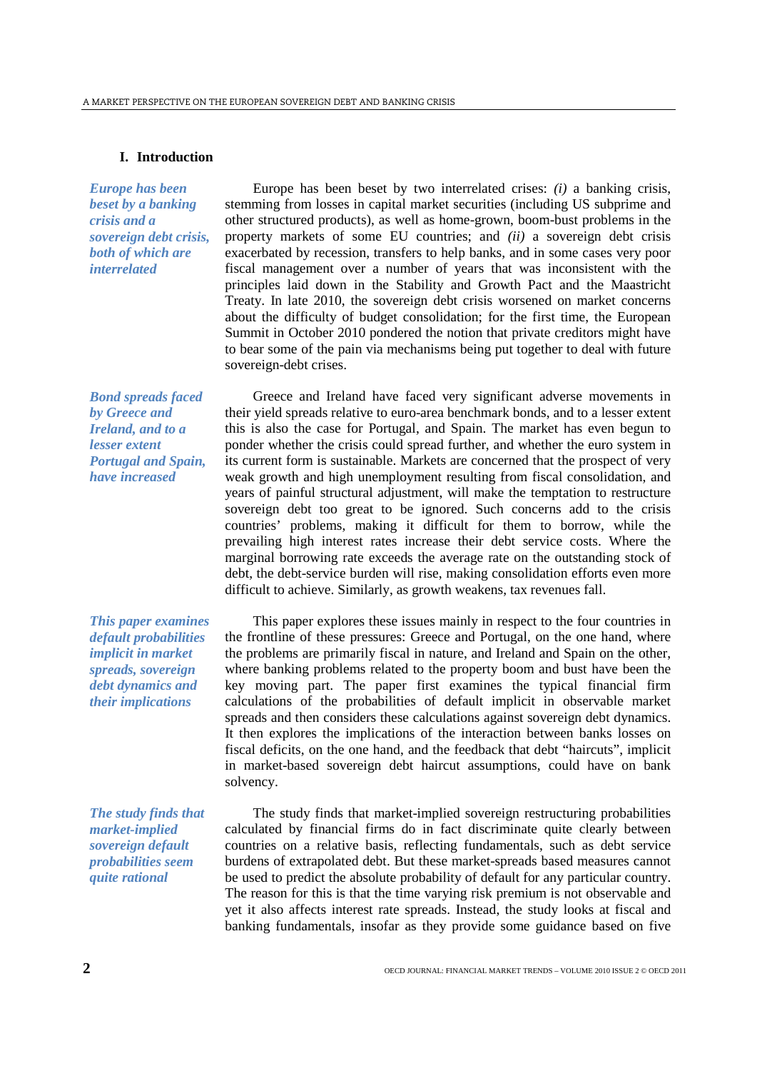## I. Introduction

*Europe has been beset by a banking crisis and a sovereign debt crisis, both of which are interrelated*

Europe has been beset by two interrelated crises: *(i)* a banking crisis, stemming from losses in capital market securities (including US subprime and other structured products), as well as home-grown, boom-bust problems in the property markets of some EU countries; and *(ii)* a sovereign debt crisis exacerbated by recession, transfers to help banks, and in some cases very poor fiscal management over a number of years that was inconsistent with the principles laid down in the Stability and Growth Pact and the Maastricht Treaty. In late 2010, the sovereign debt crisis worsened on market concerns about the difficulty of budget consolidation; for the first time, the European Summit in October 2010 pondered the notion that private creditors might have to bear some of the pain via mechanisms being put together to deal with future sovereign-debt crises.

*Bond spreads faced by Greece and Ireland, and to a lesser extent Portugal and Spain, have increased*

Greece and Ireland have faced very significant adverse movements in their yield spreads relative to euro-area benchmark bonds, and to a lesser extent this is also the case for Portugal, and Spain. The market has even begun to ponder whether the crisis could spread further, and whether the euro system in its current form is sustainable. Markets are concerned that the prospect of very weak growth and high unemployment resulting from fiscal consolidation, and years of painful structural adjustment, will make the temptation to restructure sovereign debt too great to be ignored. Such concerns add to the crisis countries' problems, making it difficult for them to borrow, while the prevailing high interest rates increase their debt service costs. Where the marginal borrowing rate exceeds the average rate on the outstanding stock of debt, the debt-service burden will rise, making consolidation efforts even more difficult to achieve. Similarly, as growth weakens, tax revenues fall.

*This paper examines default probabilities implicit in market spreads, sovereign debt dynamics and their implications*

This paper explores these issues mainly in respect to the four countries in the frontline of these pressures: Greece and Portugal, on the one hand, where the problems are primarily fiscal in nature, and Ireland and Spain on the other, where banking problems related to the property boom and bust have been the key moving part. The paper first examines the typical financial firm calculations of the probabilities of default implicit in observable market spreads and then considers these calculations against sovereign debt dynamics. It then explores the implications of the interaction between banks losses on fiscal deficits, on the one hand, and the feedback that debt "haircuts", implicit in market-based sovereign debt haircut assumptions, could have on bank solvency.

*The study finds that market-implied sovereign default probabilities seem quite rational*

The study finds that market-implied sovereign restructuring probabilities calculated by financial firms do in fact discriminate quite clearly between countries on a relative basis, reflecting fundamentals, such as debt service burdens of extrapolated debt. But these market-spreads based measures cannot be used to predict the absolute probability of default for any particular country. The reason for this is that the time varying risk premium is not observable and yet it also affects interest rate spreads. Instead, the study looks at fiscal and banking fundamentals, insofar as they provide some guidance based on five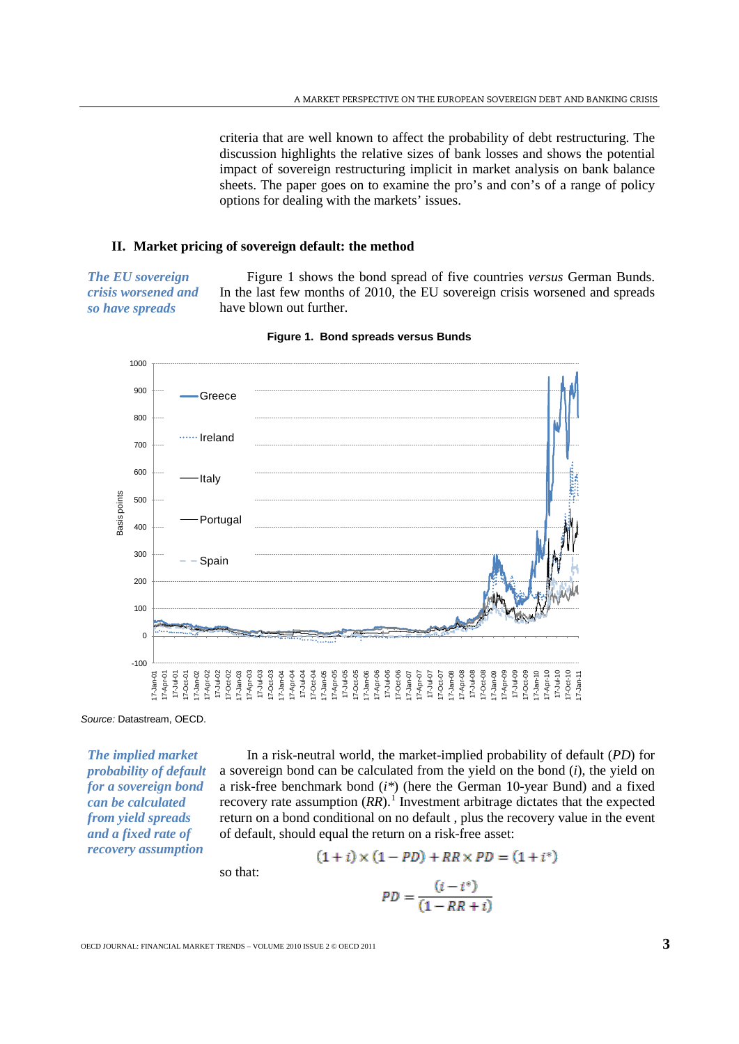criteria that are well known to affect the probability of debt restructuring. The discussion highlights the relative sizes of bank losses and shows the potential impact of sovereign restructuring implicit in market analysis on bank balance sheets. The paper goes on to examine the pro's and con's of a range of policy options for dealing with the markets' issues.

## II. Market pricing of sovereign default: the method

*The EU sovereign crisis worsened and so have spreads*

Figure 1 shows the bond spread of five countries *versus* German Bunds. In the last few months of 2010, the EU sovereign crisis worsened and spreads have blown out further.

**Figure 1. Bond spreads versus Bunds**

*Source:* Datastream, OECD.

*The implied market probability of default for a sovereign bond can be calculated from yield spreads and a fixed rate of recovery assumption*

In a risk-neutral world, the market-implied probability of default (*PD*) for a sovereign bond can be calculated from the yield on the bond ($i$), the yield on a risk-free benchmark bond ($i^*$) (here the German 10-year Bund) and a fixed recovery rate assumption (*RR*).[1] Investment arbitrage dictates that the expected return on a bond conditional on no default , plus the recovery value in the event of default, should equal the return on a risk-free asset:

$$(1+i) \times (1-PD) + RR \times PD = (1+i^*)$$

so that:

$$PD = \frac{(i-i^*)}{(1-RR+i)}$$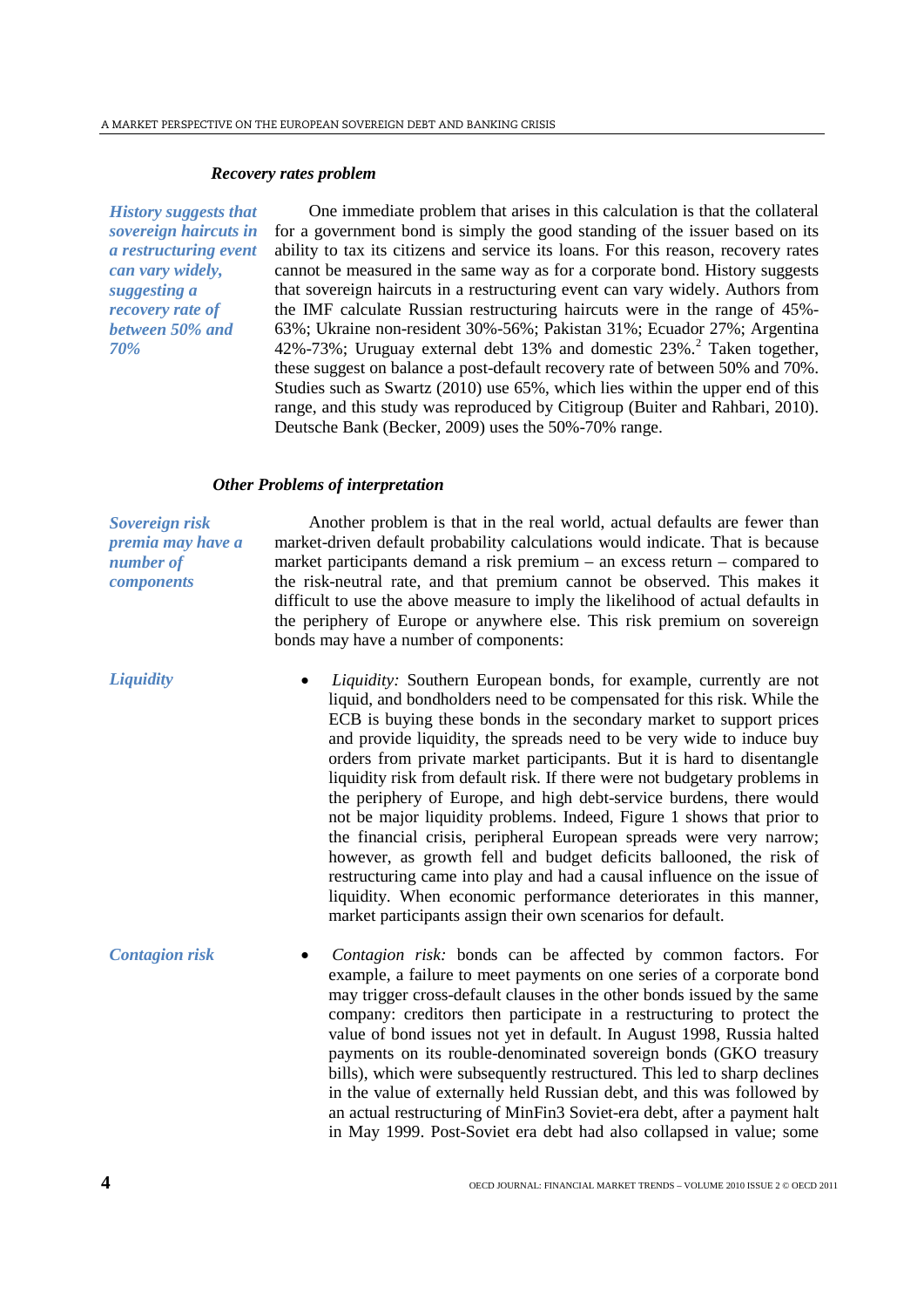### *Recovery rates problem*

*History suggests that sovereign haircuts in a restructuring event can vary widely, suggesting a recovery rate of between 50% and 70%*

One immediate problem that arises in this calculation is that the collateral for a government bond is simply the good standing of the issuer based on its ability to tax its citizens and service its loans. For this reason, recovery rates cannot be measured in the same way as for a corporate bond. History suggests that sovereign haircuts in a restructuring event can vary widely. Authors from the IMF calculate Russian restructuring haircuts were in the range of 45%-63%; Ukraine non-resident 30%-56%; Pakistan 31%; Ecuador 27%; Argentina 42%-73%; Uruguay external debt 13% and domestic 23%.[2] Taken together, these suggest on balance a post-default recovery rate of between 50% and 70%. Studies such as Swartz (2010) use 65%, which lies within the upper end of this range, and this study was reproduced by Citigroup (Buiter and Rahbari, 2010). Deutsche Bank (Becker, 2009) uses the 50%-70% range.

### *Other Problems of interpretation*

*Sovereign risk premia may have a number of components*

Another problem is that in the real world, actual defaults are fewer than market-driven default probability calculations would indicate. That is because market participants demand a risk premium – an excess return – compared to the risk-neutral rate, and that premium cannot be observed. This makes it difficult to use the above measure to imply the likelihood of actual defaults in the periphery of Europe or anywhere else. This risk premium on sovereign bonds may have a number of components:

*Liquidity*

- *Liquidity:* Southern European bonds, for example, currently are not liquid, and bondholders need to be compensated for this risk. While the ECB is buying these bonds in the secondary market to support prices and provide liquidity, the spreads need to be very wide to induce buy orders from private market participants. But it is hard to disentangle liquidity risk from default risk. If there were not budgetary problems in the periphery of Europe, and high debt-service burdens, there would not be major liquidity problems. Indeed, Figure 1 shows that prior to the financial crisis, peripheral European spreads were very narrow; however, as growth fell and budget deficits ballooned, the risk of restructuring came into play and had a causal influence on the issue of liquidity. When economic performance deteriorates in this manner, market participants assign their own scenarios for default.

*Contagion risk*

- *Contagion risk:* bonds can be affected by common factors. For example, a failure to meet payments on one series of a corporate bond may trigger cross-default clauses in the other bonds issued by the same company: creditors then participate in a restructuring to protect the value of bond issues not yet in default. In August 1998, Russia halted payments on its rouble-denominated sovereign bonds (GKO treasury bills), which were subsequently restructured. This led to sharp declines in the value of externally held Russian debt, and this was followed by an actual restructuring of MinFin3 Soviet-era debt, after a payment halt in May 1999. Post-Soviet era debt had also collapsed in value; some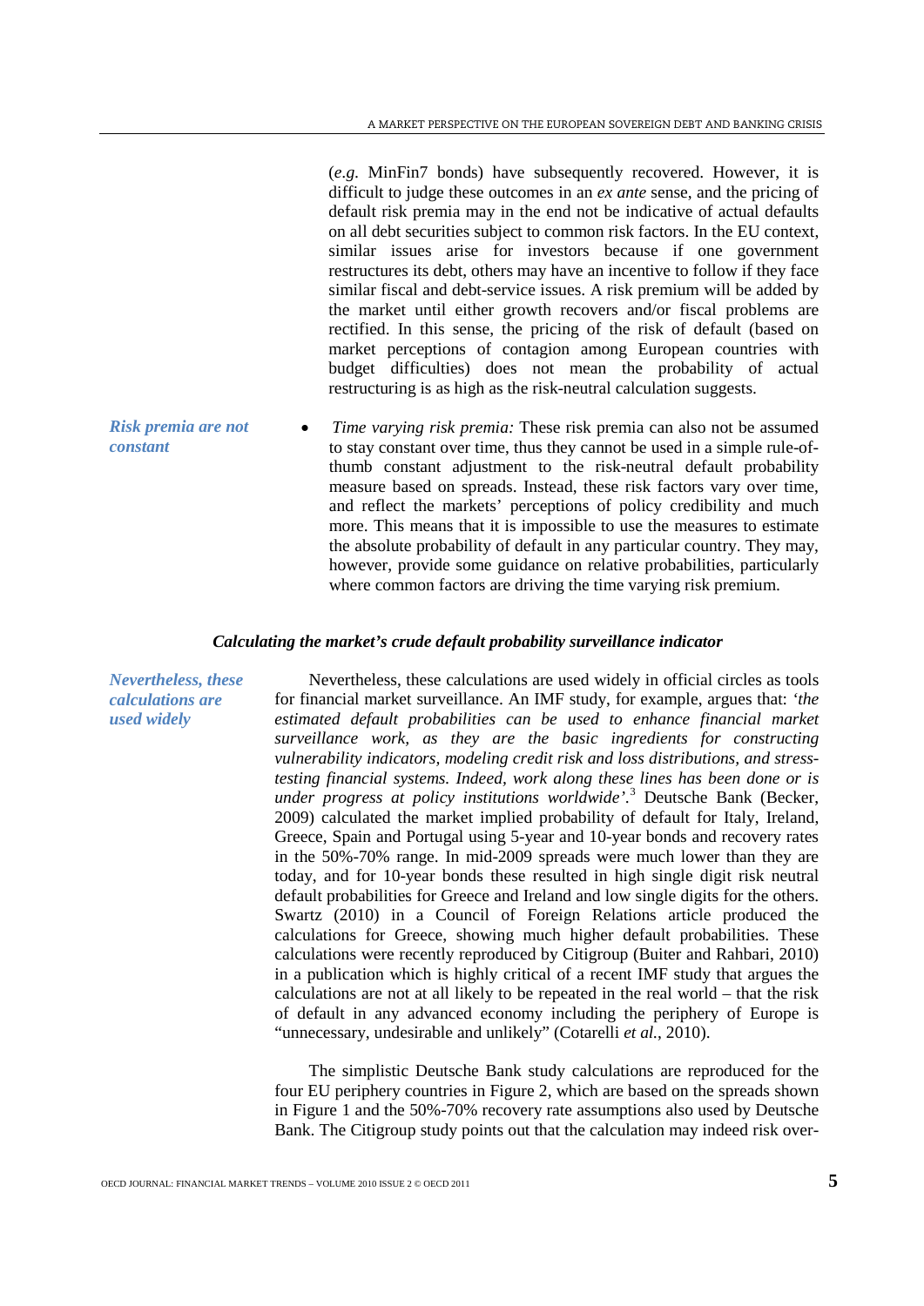(*e.g.* MinFin7 bonds) have subsequently recovered. However, it is difficult to judge these outcomes in an *ex ante* sense, and the pricing of default risk premia may in the end not be indicative of actual defaults on all debt securities subject to common risk factors. In the EU context, similar issues arise for investors because if one government restructures its debt, others may have an incentive to follow if they face similar fiscal and debt-service issues. A risk premium will be added by the market until either growth recovers and/or fiscal problems are rectified. In this sense, the pricing of the risk of default (based on market perceptions of contagion among European countries with budget difficulties) does not mean the probability of actual restructuring is as high as the risk-neutral calculation suggests.

*Risk premia are not constant*

- *Time varying risk premia:* These risk premia can also not be assumed to stay constant over time, thus they cannot be used in a simple rule-of-thumb constant adjustment to the risk-neutral default probability measure based on spreads. Instead, these risk factors vary over time, and reflect the markets' perceptions of policy credibility and much more. This means that it is impossible to use the measures to estimate the absolute probability of default in any particular country. They may, however, provide some guidance on relative probabilities, particularly where common factors are driving the time varying risk premium.

### *Calculating the market's crude default probability surveillance indicator*

*Nevertheless, these calculations are used widely*

Nevertheless, these calculations are used widely in official circles as tools for financial market surveillance. An IMF study, for example, argues that: *'the estimated default probabilities can be used to enhance financial market surveillance work, as they are the basic ingredients for constructing vulnerability indicators, modeling credit risk and loss distributions, and stress-testing financial systems. Indeed, work along these lines has been done or is under progress at policy institutions worldwide'.*[3] Deutsche Bank (Becker, 2009) calculated the market implied probability of default for Italy, Ireland, Greece, Spain and Portugal using 5-year and 10-year bonds and recovery rates in the 50%-70% range. In mid-2009 spreads were much lower than they are today, and for 10-year bonds these resulted in high single digit risk neutral default probabilities for Greece and Ireland and low single digits for the others. Swartz (2010) in a Council of Foreign Relations article produced the calculations for Greece, showing much higher default probabilities. These calculations were recently reproduced by Citigroup (Buiter and Rahbari, 2010) in a publication which is highly critical of a recent IMF study that argues the calculations are not at all likely to be repeated in the real world – that the risk of default in any advanced economy including the periphery of Europe is "unnecessary, undesirable and unlikely" (Cotarelli *et al.*, 2010).

The simplistic Deutsche Bank study calculations are reproduced for the four EU periphery countries in Figure 2, which are based on the spreads shown in Figure 1 and the 50%-70% recovery rate assumptions also used by Deutsche Bank. The Citigroup study points out that the calculation may indeed risk over-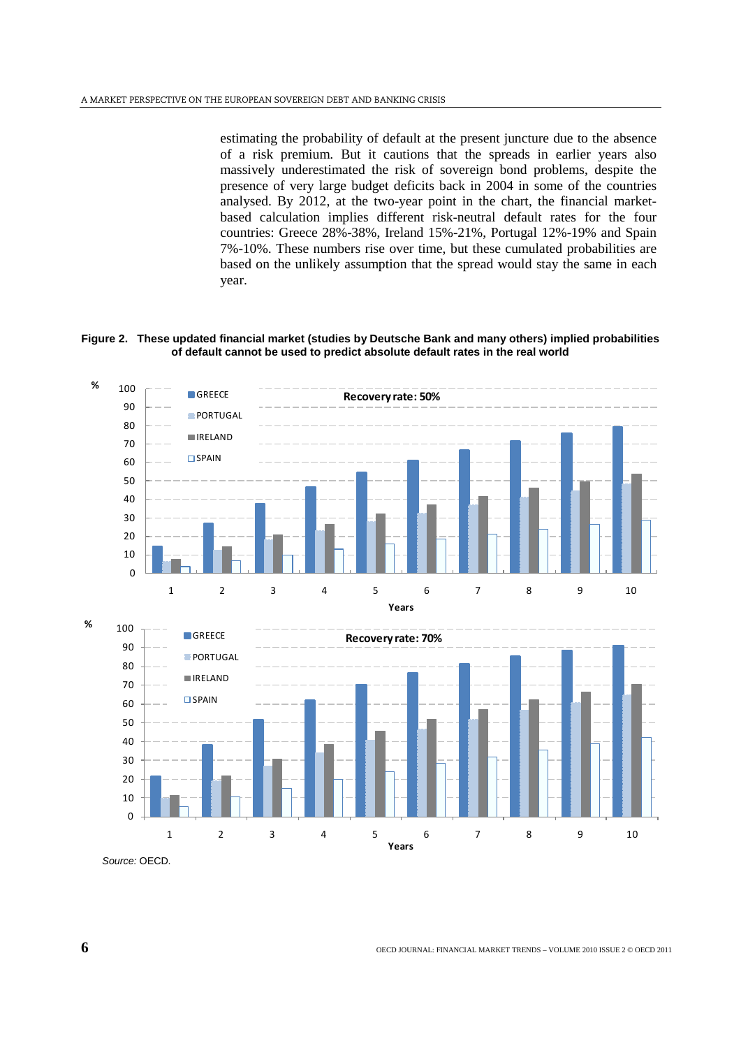estimating the probability of default at the present juncture due to the absence of a risk premium. But it cautions that the spreads in earlier years also massively underestimated the risk of sovereign bond problems, despite the presence of very large budget deficits back in 2004 in some of the countries analysed. By 2012, at the two-year point in the chart, the financial market-based calculation implies different risk-neutral default rates for the four countries: Greece 28%-38%, Ireland 15%-21%, Portugal 12%-19% and Spain 7%-10%. These numbers rise over time, but these cumulated probabilities are based on the unlikely assumption that the spread would stay the same in each year.

**Figure 2. These updated financial market (studies by Deutsche Bank and many others) implied probabilities of default cannot be used to predict absolute default rates in the real world**

*Source:* OECD.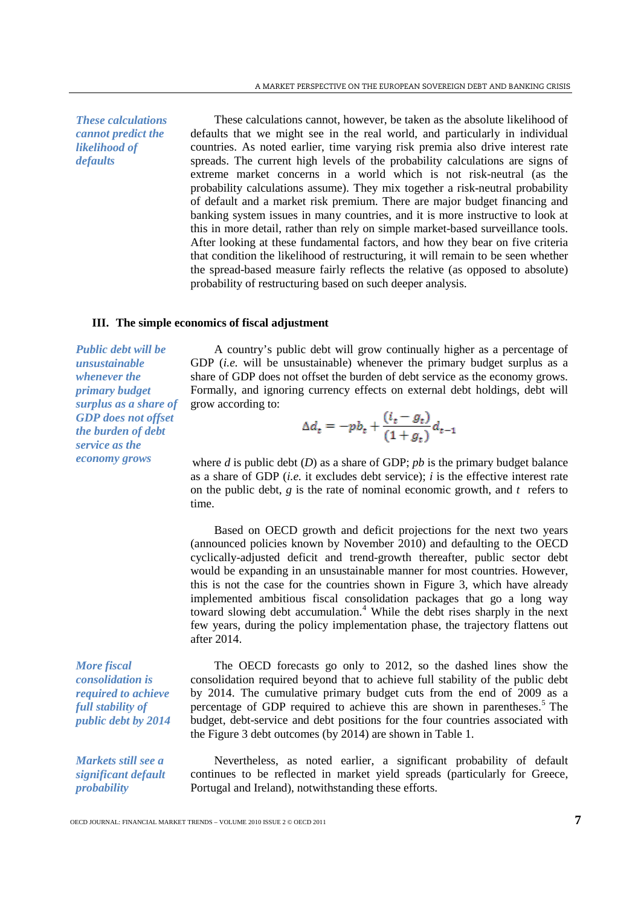*These calculations cannot predict the likelihood of defaults*

These calculations cannot, however, be taken as the absolute likelihood of defaults that we might see in the real world, and particularly in individual countries. As noted earlier, time varying risk premia also drive interest rate spreads. The current high levels of the probability calculations are signs of extreme market concerns in a world which is not risk-neutral (as the probability calculations assume). They mix together a risk-neutral probability of default and a market risk premium. There are major budget financing and banking system issues in many countries, and it is more instructive to look at this in more detail, rather than rely on simple market-based surveillance tools. After looking at these fundamental factors, and how they bear on five criteria that condition the likelihood of restructuring, it will remain to be seen whether the spread-based measure fairly reflects the relative (as opposed to absolute) probability of restructuring based on such deeper analysis.

## III. The simple economics of fiscal adjustment

*Public debt will be unsustainable whenever the primary budget surplus as a share of GDP does not offset the burden of debt service as the economy grows*

A country's public debt will grow continually higher as a percentage of GDP (*i.e.* will be unsustainable) whenever the primary budget surplus as a share of GDP does not offset the burden of debt service as the economy grows. Formally, and ignoring currency effects on external debt holdings, debt will grow according to:

$$\Delta d_t = -pb_t + \frac{(i_t - g_t)}{(1 + g_t)} d_{t-1}$$

where $d$ is public debt ($D$) as a share of GDP; $pb$ is the primary budget balance as a share of GDP (*i.e.* it excludes debt service); $i$ is the effective interest rate on the public debt, $g$ is the rate of nominal economic growth, and $t$ refers to time.

Based on OECD growth and deficit projections for the next two years (announced policies known by November 2010) and defaulting to the OECD cyclically-adjusted deficit and trend-growth thereafter, public sector debt would be expanding in an unsustainable manner for most countries. However, this is not the case for the countries shown in Figure 3, which have already implemented ambitious fiscal consolidation packages that go a long way toward slowing debt accumulation.[4] While the debt rises sharply in the next few years, during the policy implementation phase, the trajectory flattens out after 2014.

*More fiscal consolidation is required to achieve full stability of public debt by 2014*

The OECD forecasts go only to 2012, so the dashed lines show the consolidation required beyond that to achieve full stability of the public debt by 2014. The cumulative primary budget cuts from the end of 2009 as a percentage of GDP required to achieve this are shown in parentheses.[5] The budget, debt-service and debt positions for the four countries associated with the Figure 3 debt outcomes (by 2014) are shown in Table 1.

*Markets still see a significant default probability*

Nevertheless, as noted earlier, a significant probability of default continues to be reflected in market yield spreads (particularly for Greece, Portugal and Ireland), notwithstanding these efforts.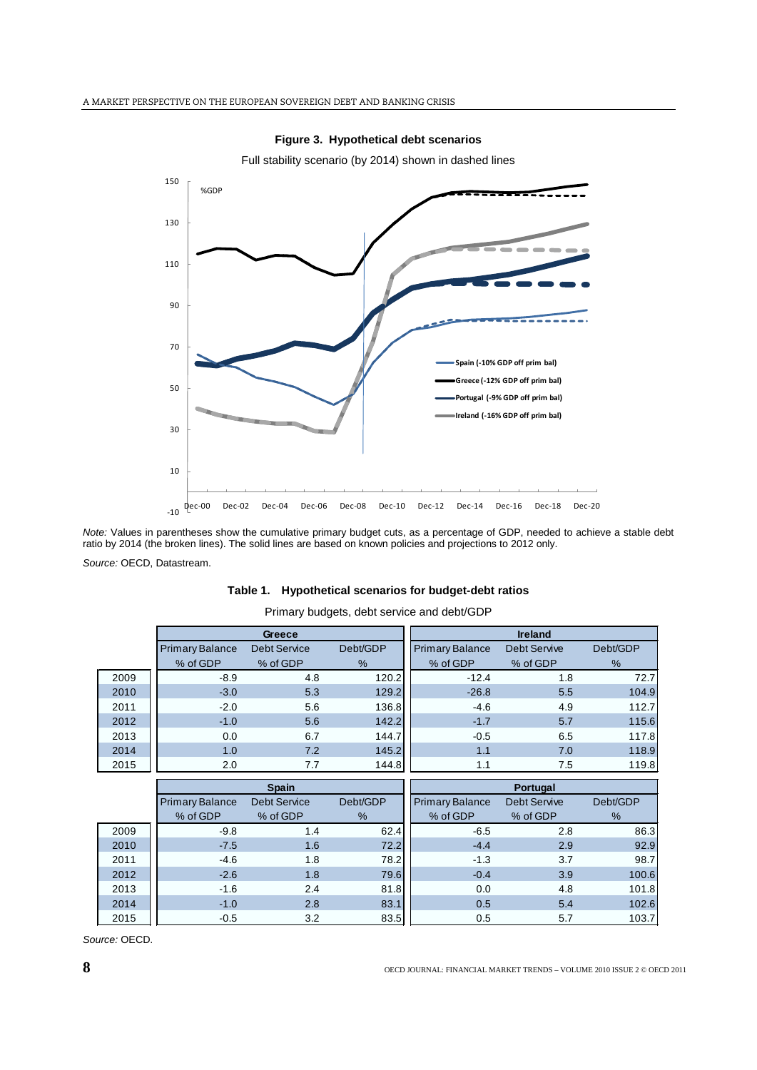**Figure 3. Hypothetical debt scenarios**

Full stability scenario (by 2014) shown in dashed lines

*Note:* Values in parentheses show the cumulative primary budget cuts, as a percentage of GDP, needed to achieve a stable debt ratio by 2014 (the broken lines). The solid lines are based on known policies and projections to 2012 only.

*Source:* OECD, Datastream.

**Table 1. Hypothetical scenarios for budget-debt ratios**

Primary budgets, debt service and debt/GDP

| | Greece | | | Ireland | | |
|---|---|---|---|---|---|---|
| | Primary Balance % of GDP | Debt Service % of GDP | Debt/GDP % | Primary Balance % of GDP | Debt Servive % of GDP | Debt/GDP % |
| 2009 | -8.9 | 4.8 | 120.2 | -12.4 | 1.8 | 72.7 |
| 2010 | -3.0 | 5.3 | 129.2 | -26.8 | 5.5 | 104.9 |
| 2011 | -2.0 | 5.6 | 136.8 | -4.6 | 4.9 | 112.7 |
| 2012 | -1.0 | 5.6 | 142.2 | -1.7 | 5.7 | 115.6 |
| 2013 | 0.0 | 6.7 | 144.7 | -0.5 | 6.5 | 117.8 |
| 2014 | 1.0 | 7.2 | 145.2 | 1.1 | 7.0 | 118.9 |
| 2015 | 2.0 | 7.7 | 144.8 | 1.1 | 7.5 | 119.8 |

| | Spain | | | Portugal | | |
|---|---|---|---|---|---|---|
| | Primary Balance % of GDP | Debt Service % of GDP | Debt/GDP % | Primary Balance % of GDP | Debt Servive % of GDP | Debt/GDP % |
| 2009 | -9.8 | 1.4 | 62.4 | -6.5 | 2.8 | 86.3 |
| 2010 | -7.5 | 1.6 | 72.2 | -4.4 | 2.9 | 92.9 |
| 2011 | -4.6 | 1.8 | 78.2 | -1.3 | 3.7 | 98.7 |
| 2012 | -2.6 | 1.8 | 79.6 | -0.4 | 3.9 | 100.6 |
| 2013 | -1.6 | 2.4 | 81.8 | 0.0 | 4.8 | 101.8 |
| 2014 | -1.0 | 2.8 | 83.1 | 0.5 | 5.4 | 102.6 |
| 2015 | -0.5 | 3.2 | 83.5 | 0.5 | 5.7 | 103.7 |

*Source:* OECD.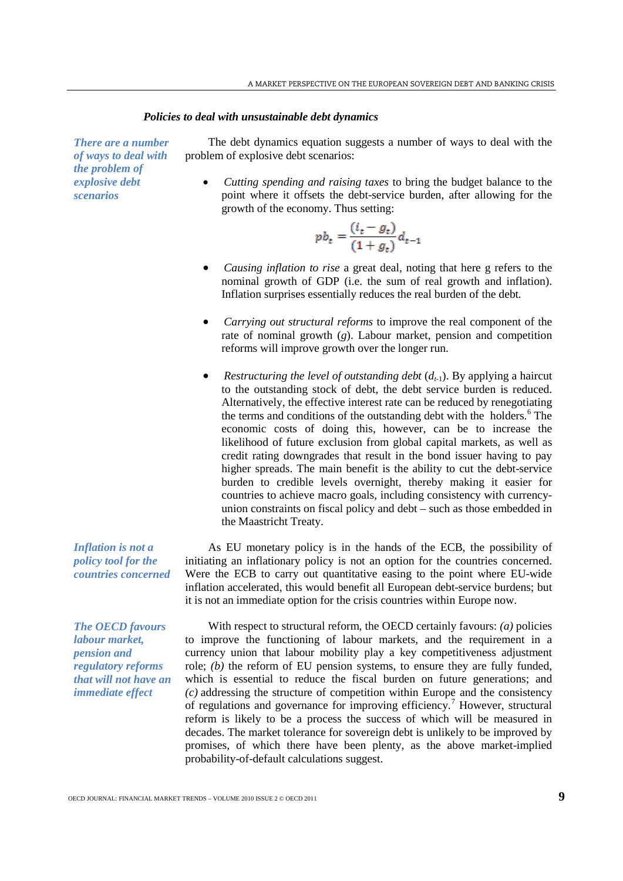### *Policies to deal with unsustainable debt dynamics*

*There are a number of ways to deal with the problem of explosive debt scenarios*

The debt dynamics equation suggests a number of ways to deal with the problem of explosive debt scenarios:

- *Cutting spending and raising taxes* to bring the budget balance to the point where it offsets the debt-service burden, after allowing for the growth of the economy. Thus setting:

$$pb_t = \frac{(i_t - g_t)}{(1 + g_t)} d_{t-1}$$

- *Causing inflation to rise* a great deal, noting that here g refers to the nominal growth of GDP (i.e. the sum of real growth and inflation). Inflation surprises essentially reduces the real burden of the debt.

- *Carrying out structural reforms* to improve the real component of the rate of nominal growth ($g$). Labour market, pension and competition reforms will improve growth over the longer run.

- *Restructuring the level of outstanding debt* ($d_{t-1}$). By applying a haircut to the outstanding stock of debt, the debt service burden is reduced. Alternatively, the effective interest rate can be reduced by renegotiating the terms and conditions of the outstanding debt with the holders.[6] The economic costs of doing this, however, can be to increase the likelihood of future exclusion from global capital markets, as well as credit rating downgrades that result in the bond issuer having to pay higher spreads. The main benefit is the ability to cut the debt-service burden to credible levels overnight, thereby making it easier for countries to achieve macro goals, including consistency with currency-union constraints on fiscal policy and debt – such as those embedded in the Maastricht Treaty.

*Inflation is not a policy tool for the countries concerned*

As EU monetary policy is in the hands of the ECB, the possibility of initiating an inflationary policy is not an option for the countries concerned. Were the ECB to carry out quantitative easing to the point where EU-wide inflation accelerated, this would benefit all European debt-service burdens; but it is not an immediate option for the crisis countries within Europe now.

*The OECD favours labour market, pension and regulatory reforms that will not have an immediate effect*

With respect to structural reform, the OECD certainly favours: *(a)* policies to improve the functioning of labour markets, and the requirement in a currency union that labour mobility play a key competitiveness adjustment role; *(b)* the reform of EU pension systems, to ensure they are fully funded, which is essential to reduce the fiscal burden on future generations; and *(c)* addressing the structure of competition within Europe and the consistency of regulations and governance for improving efficiency.[7] However, structural reform is likely to be a process the success of which will be measured in decades. The market tolerance for sovereign debt is unlikely to be improved by promises, of which there have been plenty, as the above market-implied probability-of-default calculations suggest.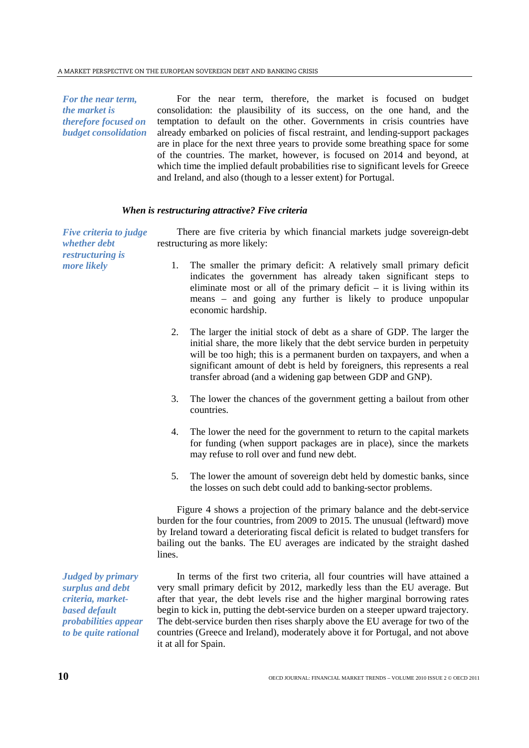*For the near term, the market is therefore focused on budget consolidation*

For the near term, therefore, the market is focused on budget consolidation: the plausibility of its success, on the one hand, and the temptation to default on the other. Governments in crisis countries have already embarked on policies of fiscal restraint, and lending-support packages are in place for the next three years to provide some breathing space for some of the countries. The market, however, is focused on 2014 and beyond, at which time the implied default probabilities rise to significant levels for Greece and Ireland, and also (though to a lesser extent) for Portugal.

### *When is restructuring attractive? Five criteria*

*Five criteria to judge whether debt restructuring is more likely*

There are five criteria by which financial markets judge sovereign-debt restructuring as more likely:

1. The smaller the primary deficit: A relatively small primary deficit indicates the government has already taken significant steps to eliminate most or all of the primary deficit – it is living within its means – and going any further is likely to produce unpopular economic hardship.

2. The larger the initial stock of debt as a share of GDP. The larger the initial share, the more likely that the debt service burden in perpetuity will be too high; this is a permanent burden on taxpayers, and when a significant amount of debt is held by foreigners, this represents a real transfer abroad (and a widening gap between GDP and GNP).

3. The lower the chances of the government getting a bailout from other countries.

4. The lower the need for the government to return to the capital markets for funding (when support packages are in place), since the markets may refuse to roll over and fund new debt.

5. The lower the amount of sovereign debt held by domestic banks, since the losses on such debt could add to banking-sector problems.

Figure 4 shows a projection of the primary balance and the debt-service burden for the four countries, from 2009 to 2015. The unusual (leftward) move by Ireland toward a deteriorating fiscal deficit is related to budget transfers for bailing out the banks. The EU averages are indicated by the straight dashed lines.

*Judged by primary surplus and debt criteria, market-based default probabilities appear to be quite rational*

In terms of the first two criteria, all four countries will have attained a very small primary deficit by 2012, markedly less than the EU average. But after that year, the debt levels rise and the higher marginal borrowing rates begin to kick in, putting the debt-service burden on a steeper upward trajectory. The debt-service burden then rises sharply above the EU average for two of the countries (Greece and Ireland), moderately above it for Portugal, and not above it at all for Spain.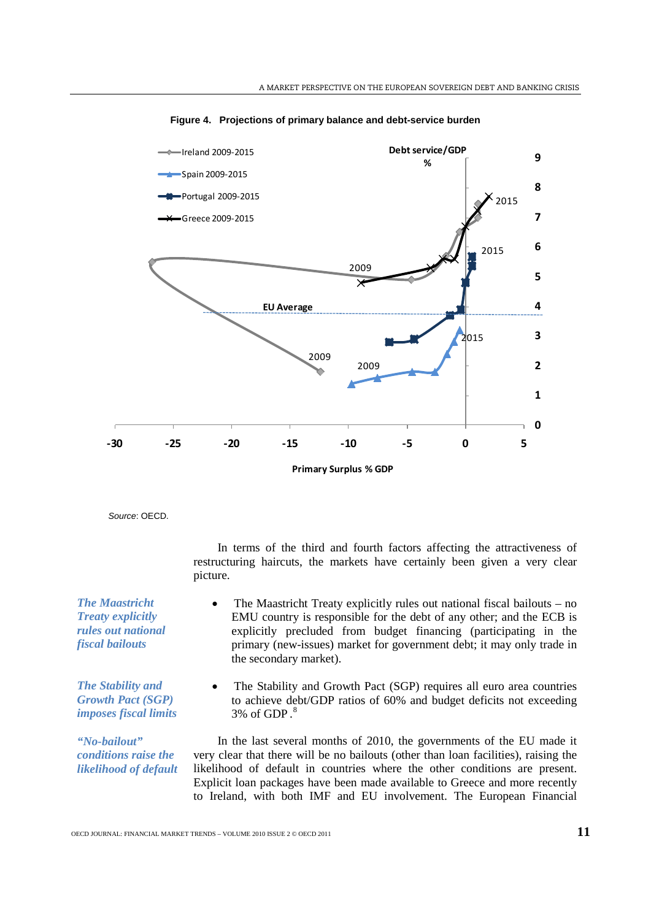**Figure 4. Projections of primary balance and debt-service burden**

Source: OECD.

In terms of the third and fourth factors affecting the attractiveness of restructuring haircuts, the markets have certainly been given a very clear picture.

*The Maastricht Treaty explicitly rules out national fiscal bailouts*

- The Maastricht Treaty explicitly rules out national fiscal bailouts – no EMU country is responsible for the debt of any other; and the ECB is explicitly precluded from budget financing (participating in the primary (new-issues) market for government debt; it may only trade in the secondary market).

*The Stability and Growth Pact (SGP) imposes fiscal limits*

- The Stability and Growth Pact (SGP) requires all euro area countries to achieve debt/GDP ratios of 60% and budget deficits not exceeding 3% of GDP.[8]

*"No-bailout" conditions raise the likelihood of default*

In the last several months of 2010, the governments of the EU made it very clear that there will be no bailouts (other than loan facilities), raising the likelihood of default in countries where the other conditions are present. Explicit loan packages have been made available to Greece and more recently to Ireland, with both IMF and EU involvement. The European Financial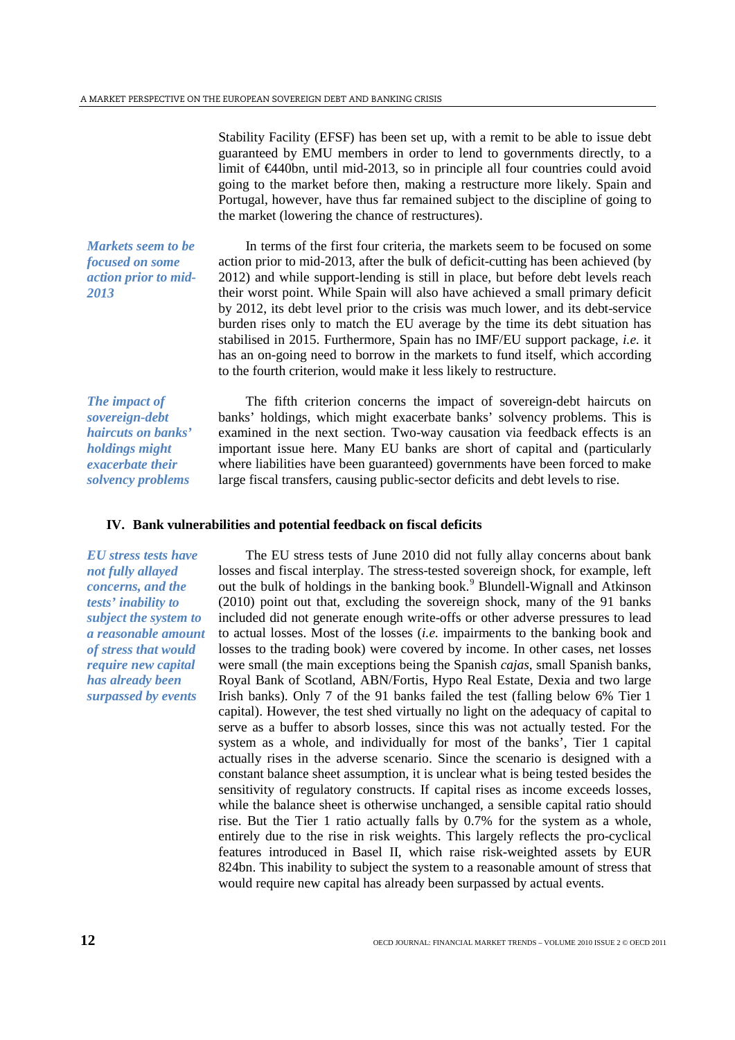Stability Facility (EFSF) has been set up, with a remit to be able to issue debt guaranteed by EMU members in order to lend to governments directly, to a limit of €440bn, until mid-2013, so in principle all four countries could avoid going to the market before then, making a restructure more likely. Spain and Portugal, however, have thus far remained subject to the discipline of going to the market (lowering the chance of restructures).

*Markets seem to be focused on some action prior to mid-2013*

In terms of the first four criteria, the markets seem to be focused on some action prior to mid-2013, after the bulk of deficit-cutting has been achieved (by 2012) and while support-lending is still in place, but before debt levels reach their worst point. While Spain will also have achieved a small primary deficit by 2012, its debt level prior to the crisis was much lower, and its debt-service burden rises only to match the EU average by the time its debt situation has stabilised in 2015. Furthermore, Spain has no IMF/EU support package, *i.e.* it has an on-going need to borrow in the markets to fund itself, which according to the fourth criterion, would make it less likely to restructure.

*The impact of sovereign-debt haircuts on banks' holdings might exacerbate their solvency problems*

The fifth criterion concerns the impact of sovereign-debt haircuts on banks' holdings, which might exacerbate banks' solvency problems. This is examined in the next section. Two-way causation via feedback effects is an important issue here. Many EU banks are short of capital and (particularly where liabilities have been guaranteed) governments have been forced to make large fiscal transfers, causing public-sector deficits and debt levels to rise.

## IV. Bank vulnerabilities and potential feedback on fiscal deficits

*EU stress tests have not fully allayed concerns, and the tests' inability to subject the system to a reasonable amount of stress that would require new capital has already been surpassed by events*

The EU stress tests of June 2010 did not fully allay concerns about bank losses and fiscal interplay. The stress-tested sovereign shock, for example, left out the bulk of holdings in the banking book.[9] Blundell-Wignall and Atkinson (2010) point out that, excluding the sovereign shock, many of the 91 banks included did not generate enough write-offs or other adverse pressures to lead to actual losses. Most of the losses (*i.e.* impairments to the banking book and losses to the trading book) were covered by income. In other cases, net losses were small (the main exceptions being the Spanish *cajas*, small Spanish banks, Royal Bank of Scotland, ABN/Fortis, Hypo Real Estate, Dexia and two large Irish banks). Only 7 of the 91 banks failed the test (falling below 6% Tier 1 capital). However, the test shed virtually no light on the adequacy of capital to serve as a buffer to absorb losses, since this was not actually tested. For the system as a whole, and individually for most of the banks', Tier 1 capital actually rises in the adverse scenario. Since the scenario is designed with a constant balance sheet assumption, it is unclear what is being tested besides the sensitivity of regulatory constructs. If capital rises as income exceeds losses, while the balance sheet is otherwise unchanged, a sensible capital ratio should rise. But the Tier 1 ratio actually falls by 0.7% for the system as a whole, entirely due to the rise in risk weights. This largely reflects the pro-cyclical features introduced in Basel II, which raise risk-weighted assets by EUR 824bn. This inability to subject the system to a reasonable amount of stress that would require new capital has already been surpassed by actual events.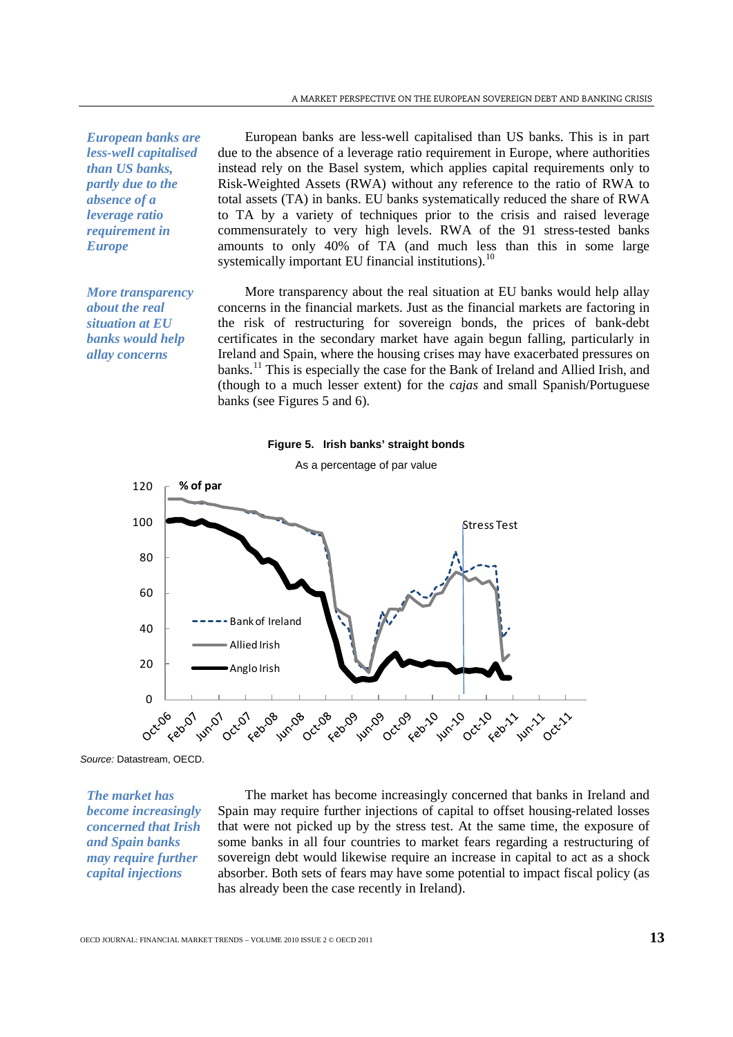*European banks are less-well capitalised than US banks, partly due to the absence of a leverage ratio requirement in Europe*

European banks are less-well capitalised than US banks. This is in part due to the absence of a leverage ratio requirement in Europe, where authorities instead rely on the Basel system, which applies capital requirements only to Risk-Weighted Assets (RWA) without any reference to the ratio of RWA to total assets (TA) in banks. EU banks systematically reduced the share of RWA to TA by a variety of techniques prior to the crisis and raised leverage commensurately to very high levels. RWA of the 91 stress-tested banks amounts to only 40% of TA (and much less than this in some large systemically important EU financial institutions).[10]

*More transparency about the real situation at EU banks would help allay concerns*

More transparency about the real situation at EU banks would help allay concerns in the financial markets. Just as the financial markets are factoring in the risk of restructuring for sovereign bonds, the prices of bank-debt certificates in the secondary market have again begun falling, particularly in Ireland and Spain, where the housing crises may have exacerbated pressures on banks.[11] This is especially the case for the Bank of Ireland and Allied Irish, and (though to a much lesser extent) for the *cajas* and small Spanish/Portuguese banks (see Figures 5 and 6).

**Figure 5. Irish banks' straight bonds**

As a percentage of par value

*Source:* Datastream, OECD.

*The market has become increasingly concerned that Irish and Spain banks may require further capital injections*

The market has become increasingly concerned that banks in Ireland and Spain may require further injections of capital to offset housing-related losses that were not picked up by the stress test. At the same time, the exposure of some banks in all four countries to market fears regarding a restructuring of sovereign debt would likewise require an increase in capital to act as a shock absorber. Both sets of fears may have some potential to impact fiscal policy (as has already been the case recently in Ireland).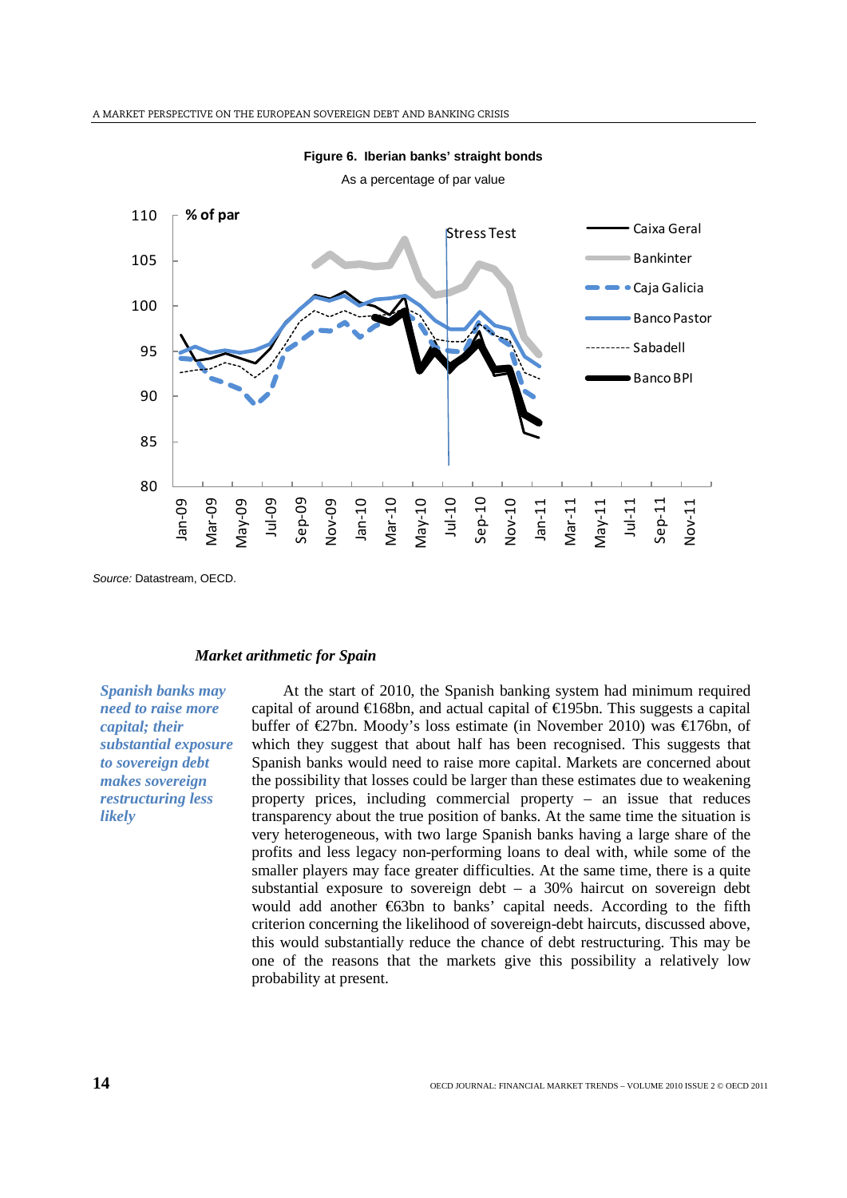**Figure 6. Iberian banks' straight bonds**

As a percentage of par value

Source: Datastream, OECD.

### *Market arithmetic for Spain*

*Spanish banks may need to raise more capital; their substantial exposure to sovereign debt makes sovereign restructuring less likely*

At the start of 2010, the Spanish banking system had minimum required capital of around €168bn, and actual capital of €195bn. This suggests a capital buffer of €27bn. Moody's loss estimate (in November 2010) was €176bn, of which they suggest that about half has been recognised. This suggests that Spanish banks would need to raise more capital. Markets are concerned about the possibility that losses could be larger than these estimates due to weakening property prices, including commercial property – an issue that reduces transparency about the true position of banks. At the same time the situation is very heterogeneous, with two large Spanish banks having a large share of the profits and less legacy non-performing loans to deal with, while some of the smaller players may face greater difficulties. At the same time, there is a quite substantial exposure to sovereign debt – a 30% haircut on sovereign debt would add another €63bn to banks' capital needs. According to the fifth criterion concerning the likelihood of sovereign-debt haircuts, discussed above, this would substantially reduce the chance of debt restructuring. This may be one of the reasons that the markets give this possibility a relatively low probability at present.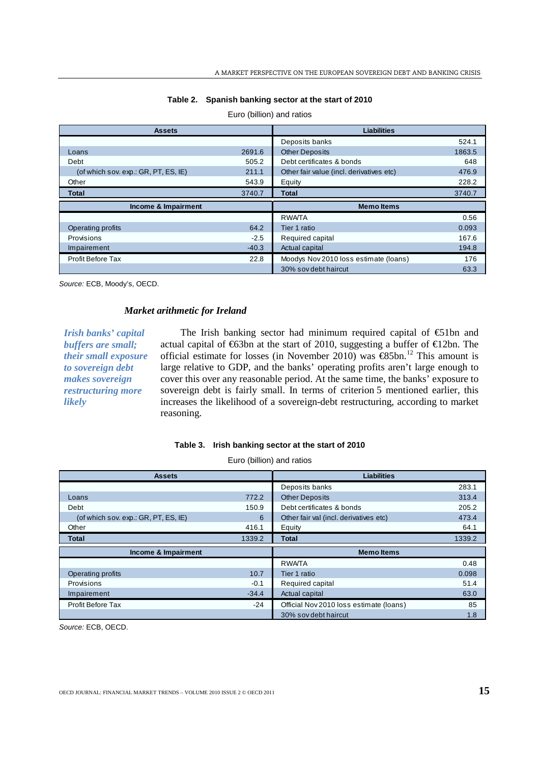**Table 2. Spanish banking sector at the start of 2010**

Euro (billion) and ratios

| Assets | | Liabilities | |
|---|---|---|---|
| | | Deposits banks | 524.1 |
| Loans | 2691.6 | Other Deposits | 1863.5 |
| Debt | 505.2 | Debt certificates & bonds | 648 |
| (of which sov. exp.: GR, PT, ES, IE) | 211.1 | Other fair value (incl. derivatives etc) | 476.9 |
| Other | 543.9 | Equity | 228.2 |
| **Total** | 3740.7 | **Total** | 3740.7 |
| **Income & Impairment** | | **Memo Items** | |
| | | RWA/TA | 0.56 |
| Operating profits | 64.2 | Tier 1 ratio | 0.093 |
| Provisions | -2.5 | Required capital | 167.6 |
| Impairment | -40.3 | Actual capital | 194.8 |
| Profit Before Tax | 22.8 | Moodys Nov 2010 loss estimate (loans) | 176 |
| | | 30% sov debt haircut | 63.3 |

*Source:* ECB, Moody's, OECD.

### *Market arithmetic for Ireland*

*Irish banks' capital buffers are small; their small exposure to sovereign debt makes sovereign restructuring more likely*

The Irish banking sector had minimum required capital of €51bn and actual capital of €63bn at the start of 2010, suggesting a buffer of €12bn. The official estimate for losses (in November 2010) was €85bn.[12] This amount is large relative to GDP, and the banks' operating profits aren't large enough to cover this over any reasonable period. At the same time, the banks' exposure to sovereign debt is fairly small. In terms of criterion 5 mentioned earlier, this increases the likelihood of a sovereign-debt restructuring, according to market reasoning.

**Table 3. Irish banking sector at the start of 2010**

Euro (billion) and ratios

| Assets | | Liabilities | |
|---|---|---|---|
| | | Deposits banks | 283.1 |
| Loans | 772.2 | Other Deposits | 313.4 |
| Debt | 150.9 | Debt certificates & bonds | 205.2 |
| (of which sov. exp.: GR, PT, ES, IE) | 6 | Other fair val (incl. derivatives etc) | 473.4 |
| Other | 416.1 | Equity | 64.1 |
| **Total** | 1339.2 | **Total** | 1339.2 |
| **Income & Impairment** | | **Memo Items** | |
| | | RWA/TA | 0.48 |
| Operating profits | 10.7 | Tier 1 ratio | 0.098 |
| Provisions | -0.1 | Required capital | 51.4 |
| Impairment | -34.4 | Actual capital | 63.0 |
| Profit Before Tax | -24 | Official Nov 2010 loss estimate (loans) | 85 |
| | | 30% sov debt haircut | 1.8 |

*Source:* ECB, OECD.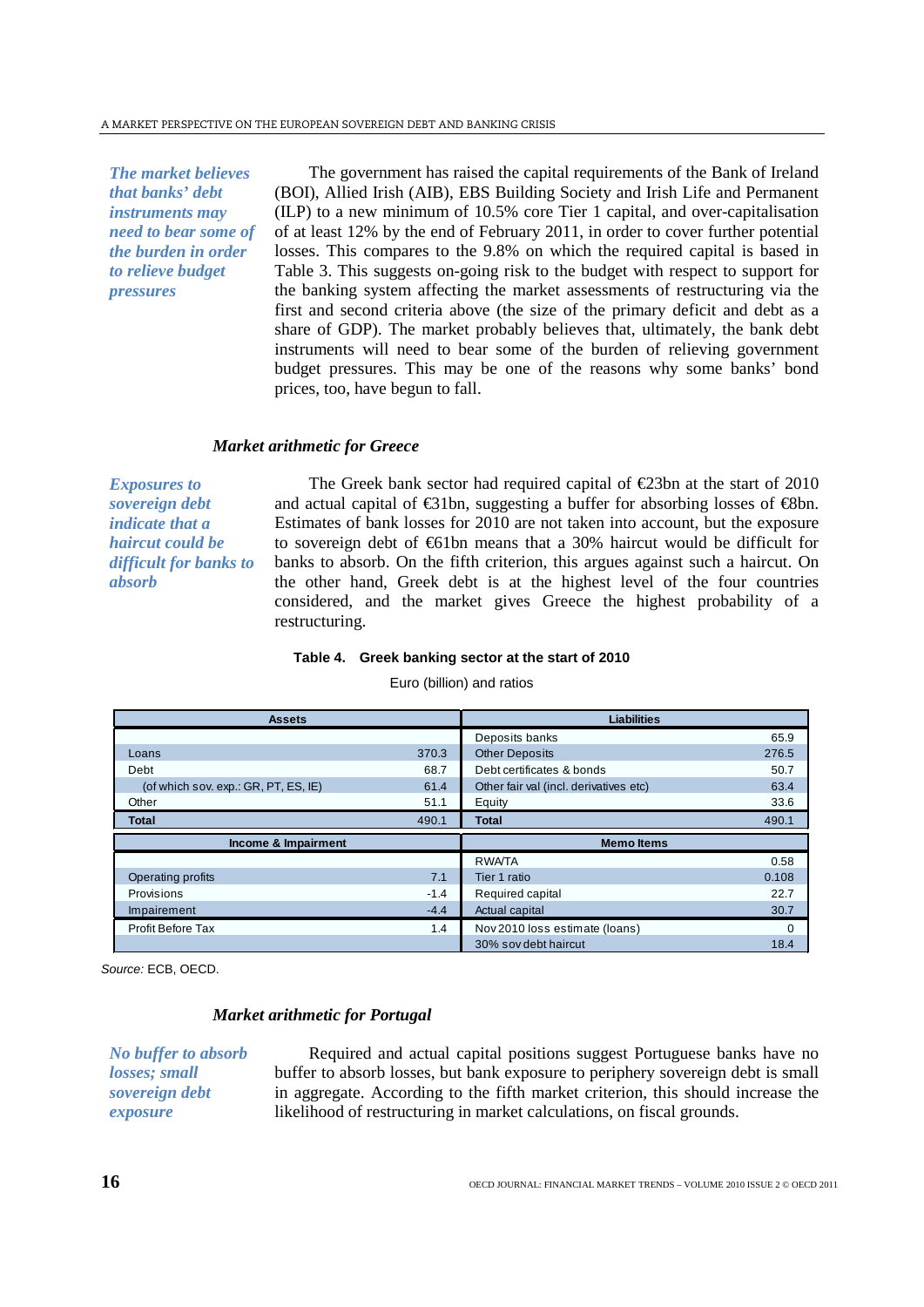*The market believes that banks' debt instruments may need to bear some of the burden in order to relieve budget pressures*

The government has raised the capital requirements of the Bank of Ireland (BOI), Allied Irish (AIB), EBS Building Society and Irish Life and Permanent (ILP) to a new minimum of 10.5% core Tier 1 capital, and over-capitalisation of at least 12% by the end of February 2011, in order to cover further potential losses. This compares to the 9.8% on which the required capital is based in Table 3. This suggests on-going risk to the budget with respect to support for the banking system affecting the market assessments of restructuring via the first and second criteria above (the size of the primary deficit and debt as a share of GDP). The market probably believes that, ultimately, the bank debt instruments will need to bear some of the burden of relieving government budget pressures. This may be one of the reasons why some banks' bond prices, too, have begun to fall.

### *Market arithmetic for Greece*

*Exposures to sovereign debt indicate that a haircut could be difficult for banks to absorb*

The Greek bank sector had required capital of €23bn at the start of 2010 and actual capital of €31bn, suggesting a buffer for absorbing losses of €8bn. Estimates of bank losses for 2010 are not taken into account, but the exposure to sovereign debt of €61bn means that a 30% haircut would be difficult for banks to absorb. On the fifth criterion, this argues against such a haircut. On the other hand, Greek debt is at the highest level of the four countries considered, and the market gives Greece the highest probability of a restructuring.

**Table 4. Greek banking sector at the start of 2010**

Euro (billion) and ratios

| Assets | | Liabilities | |
|---|---|---|---|
| | | Deposits banks | 65.9 |
| Loans | 370.3 | Other Deposits | 276.5 |
| Debt | 68.7 | Debt certificates & bonds | 50.7 |
| (of which sov. exp.: GR, PT, ES, IE) | 61.4 | Other fair val (incl. derivatives etc) | 63.4 |
| Other | 51.1 | Equity | 33.6 |
| **Total** | 490.1 | **Total** | 490.1 |
| **Income & Impairment** | | **Memo Items** | |
| | | RWA/TA | 0.58 |
| Operating profits | 7.1 | Tier 1 ratio | 0.108 |
| Provisions | -1.4 | Required capital | 22.7 |
| Impairement | -4.4 | Actual capital | 30.7 |
| Profit Before Tax | 1.4 | Nov 2010 loss estimate (loans) | 0 |
| | | 30% sov debt haircut | 18.4 |

*Source:* ECB, OECD.

### *Market arithmetic for Portugal*

*No buffer to absorb losses; small sovereign debt exposure*

Required and actual capital positions suggest Portuguese banks have no buffer to absorb losses, but bank exposure to periphery sovereign debt is small in aggregate. According to the fifth market criterion, this should increase the likelihood of restructuring in market calculations, on fiscal grounds.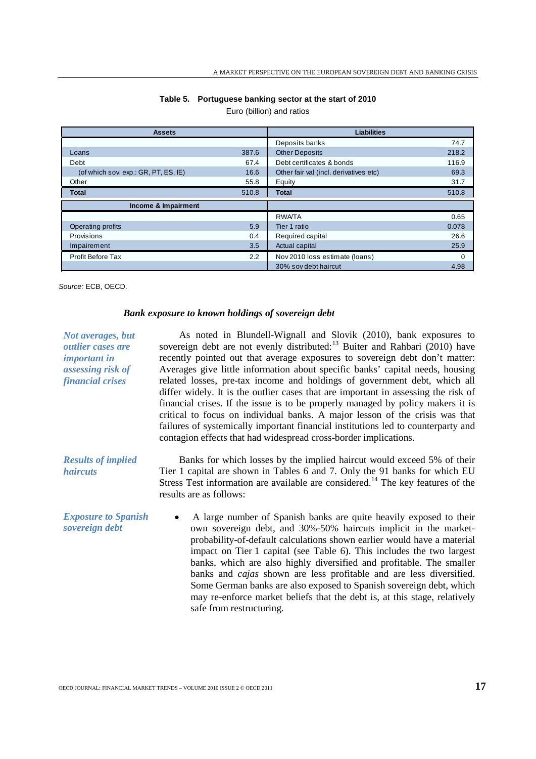**Table 5. Portuguese banking sector at the start of 2010**

Euro (billion) and ratios

| Assets | | Liabilities | |
|---|---|---|---|
| | | Deposits banks | 74.7 |
| Loans | 387.6 | Other Deposits | 218.2 |
| Debt | 67.4 | Debt certificates & bonds | 116.9 |
| (of which sov. exp.: GR, PT, ES, IE) | 16.6 | Other fair val (incl. derivatives etc) | 69.3 |
| Other | 55.8 | Equity | 31.7 |
| **Total** | 510.8 | **Total** | 510.8 |
| **Income & Impairment** | | | |
| | | RWA/TA | 0.65 |
| Operating profits | 5.9 | Tier 1 ratio | 0.078 |
| Provisions | 0.4 | Required capital | 26.6 |
| Impairement | 3.5 | Actual capital | 25.9 |
| Profit Before Tax | 2.2 | Nov 2010 loss estimate (loans) | 0 |
| | | 30% sov debt haircut | 4.98 |

*Source:* ECB, OECD.

### *Bank exposure to known holdings of sovereign debt*

*Not averages, but outlier cases are important in assessing risk of financial crises*

As noted in Blundell-Wignall and Slovik (2010), bank exposures to sovereign debt are not evenly distributed:[13] Buiter and Rahbari (2010) have recently pointed out that average exposures to sovereign debt don't matter: Averages give little information about specific banks' capital needs, housing related losses, pre-tax income and holdings of government debt, which all differ widely. It is the outlier cases that are important in assessing the risk of financial crises. If the issue is to be properly managed by policy makers it is critical to focus on individual banks. A major lesson of the crisis was that failures of systemically important financial institutions led to counterparty and contagion effects that had widespread cross-border implications.

*Results of implied haircuts*

Banks for which losses by the implied haircut would exceed 5% of their Tier 1 capital are shown in Tables 6 and 7. Only the 91 banks for which EU Stress Test information are available are considered.[14] The key features of the results are as follows:

*Exposure to Spanish sovereign debt*

- A large number of Spanish banks are quite heavily exposed to their own sovereign debt, and 30%-50% haircuts implicit in the market-probability-of-default calculations shown earlier would have a material impact on Tier 1 capital (see Table 6). This includes the two largest banks, which are also highly diversified and profitable. The smaller banks and *cajas* shown are less profitable and are less diversified. Some German banks are also exposed to Spanish sovereign debt, which may re-enforce market beliefs that the debt is, at this stage, relatively safe from restructuring.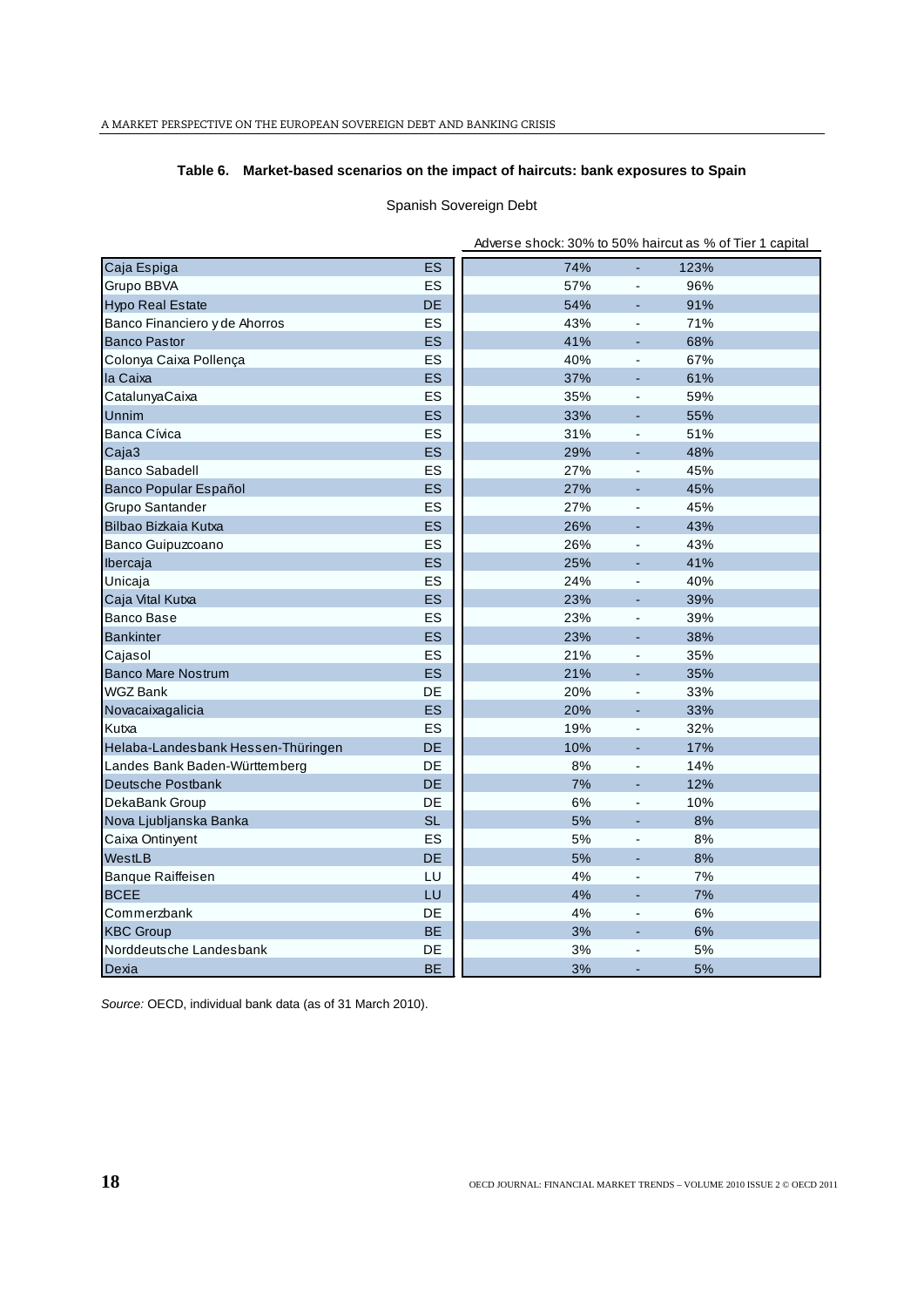**Table 6. Market-based scenarios on the impact of haircuts: bank exposures to Spain**

Spanish Sovereign Debt

| | | Adverse shock: 30% to 50% haircut as % of Tier 1 capital | | |
|---|---|---|---|---|
| Caja Espiga | ES | 74% | - | 123% |
| Grupo BBVA | ES | 57% | - | 96% |
| Hypo Real Estate | DE | 54% | - | 91% |
| Banco Financiero y de Ahorros | ES | 43% | - | 71% |
| Banco Pastor | ES | 41% | - | 68% |
| Colonya Caixa Pollença | ES | 40% | - | 67% |
| la Caixa | ES | 37% | - | 61% |
| CatalunyaCaixa | ES | 35% | - | 59% |
| Unnim | ES | 33% | - | 55% |
| Banca Cívica | ES | 31% | - | 51% |
| Caja3 | ES | 29% | - | 48% |
| Banco Sabadell | ES | 27% | - | 45% |
| Banco Popular Español | ES | 27% | - | 45% |
| Grupo Santander | ES | 27% | - | 45% |
| Bilbao Bizkaia Kutxa | ES | 26% | - | 43% |
| Banco Guipuzcoano | ES | 26% | - | 43% |
| Ibercaja | ES | 25% | - | 41% |
| Unicaja | ES | 24% | - | 40% |
| Caja Vital Kutxa | ES | 23% | - | 39% |
| Banco Base | ES | 23% | - | 39% |
| Bankinter | ES | 23% | - | 38% |
| Cajasol | ES | 21% | - | 35% |
| Banco Mare Nostrum | ES | 21% | - | 35% |
| WGZ Bank | DE | 20% | - | 33% |
| Novacaixagalicia | ES | 20% | - | 33% |
| Kutxa | ES | 19% | - | 32% |
| Helaba-Landesbank Hessen-Thüringen | DE | 10% | - | 17% |
| Landes Bank Baden-Württemberg | DE | 8% | - | 14% |
| Deutsche Postbank | DE | 7% | - | 12% |
| DekaBank Group | DE | 6% | - | 10% |
| Nova Ljubljanska Banka | SL | 5% | - | 8% |
| Caixa Ontinyent | ES | 5% | - | 8% |
| WestLB | DE | 5% | - | 8% |
| Banque Raiffeisen | LU | 4% | - | 7% |
| BCEE | LU | 4% | - | 7% |
| Commerzbank | DE | 4% | - | 6% |
| KBC Group | BE | 3% | - | 6% |
| Norddeutsche Landesbank | DE | 3% | - | 5% |
| Dexia | BE | 3% | - | 5% |

*Source:* OECD, individual bank data (as of 31 March 2010).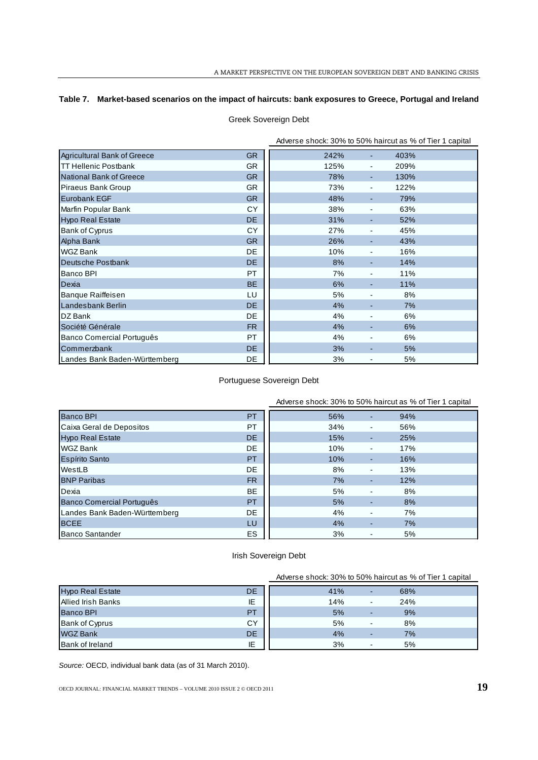**Table 7. Market-based scenarios on the impact of haircuts: bank exposures to Greece, Portugal and Ireland**

Greek Sovereign Debt

| Bank | Country | Adverse shock: 30% to 50% haircut as % of Tier 1 capital | | |
|---|---|---|---|---|
| Agricultural Bank of Greece | GR | 242% | - | 403% |
| TT Hellenic Postbank | GR | 125% | - | 209% |
| National Bank of Greece | GR | 78% | - | 130% |
| Piraeus Bank Group | GR | 73% | - | 122% |
| Eurobank EGF | GR | 48% | - | 79% |
| Marfin Popular Bank | CY | 38% | - | 63% |
| Hypo Real Estate | DE | 31% | - | 52% |
| Bank of Cyprus | CY | 27% | - | 45% |
| Alpha Bank | GR | 26% | - | 43% |
| WGZ Bank | DE | 10% | - | 16% |
| Deutsche Postbank | DE | 8% | - | 14% |
| Banco BPI | PT | 7% | - | 11% |
| Dexia | BE | 6% | - | 11% |
| Banque Raiffeisen | LU | 5% | - | 8% |
| Landesbank Berlin | DE | 4% | - | 7% |
| DZ Bank | DE | 4% | - | 6% |
| Société Générale | FR | 4% | - | 6% |
| Banco Comercial Português | PT | 4% | - | 6% |
| Commerzbank | DE | 3% | - | 5% |
| Landes Bank Baden-Württemberg | DE | 3% | - | 5% |

Portuguese Sovereign Debt

| Bank | Country | Adverse shock: 30% to 50% haircut as % of Tier 1 capital | | |
|---|---|---|---|---|
| Banco BPI | PT | 56% | - | 94% |
| Caixa Geral de Depositos | PT | 34% | - | 56% |
| Hypo Real Estate | DE | 15% | - | 25% |
| WGZ Bank | DE | 10% | - | 17% |
| Espírito Santo | PT | 10% | - | 16% |
| WestLB | DE | 8% | - | 13% |
| BNP Paribas | FR | 7% | - | 12% |
| Dexia | BE | 5% | - | 8% |
| Banco Comercial Português | PT | 5% | - | 8% |
| Landes Bank Baden-Württemberg | DE | 4% | - | 7% |
| BCEE | LU | 4% | - | 7% |
| Banco Santander | ES | 3% | - | 5% |

Irish Sovereign Debt

| Bank | Country | Adverse shock: 30% to 50% haircut as % of Tier 1 capital | | |
|---|---|---|---|---|
| Hypo Real Estate | DE | 41% | - | 68% |
| Allied Irish Banks | IE | 14% | - | 24% |
| Banco BPI | PT | 5% | - | 9% |
| Bank of Cyprus | CY | 5% | - | 8% |
| WGZ Bank | DE | 4% | - | 7% |
| Bank of Ireland | IE | 3% | - | 5% |

*Source:* OECD, individual bank data (as of 31 March 2010).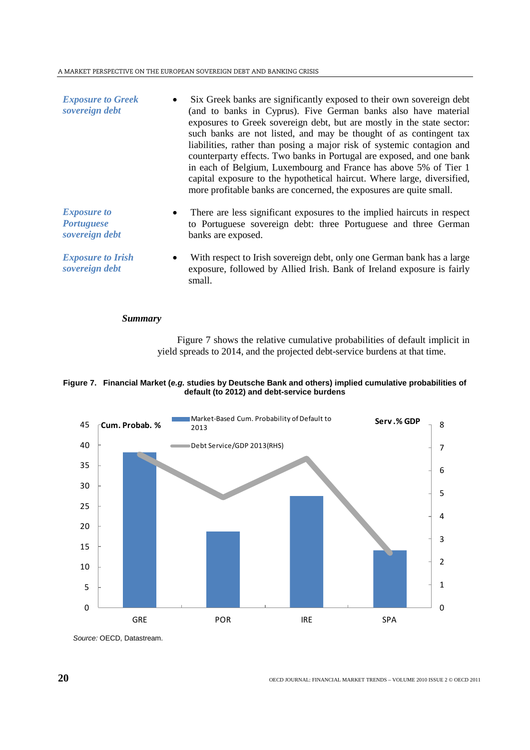***Exposure to Greek sovereign debt***

- Six Greek banks are significantly exposed to their own sovereign debt (and to banks in Cyprus). Five German banks also have material exposures to Greek sovereign debt, but are mostly in the state sector: such banks are not listed, and may be thought of as contingent tax liabilities, rather than posing a major risk of systemic contagion and counterparty effects. Two banks in Portugal are exposed, and one bank in each of Belgium, Luxembourg and France has above 5% of Tier 1 capital exposure to the hypothetical haircut. Where large, diversified, more profitable banks are concerned, the exposures are quite small.

***Exposure to Portuguese sovereign debt***

- There are less significant exposures to the implied haircuts in respect to Portuguese sovereign debt: three Portuguese and three German banks are exposed.

***Exposure to Irish sovereign debt***

- With respect to Irish sovereign debt, only one German bank has a large exposure, followed by Allied Irish. Bank of Ireland exposure is fairly small.

***Summary***

Figure 7 shows the relative cumulative probabilities of default implicit in yield spreads to 2014, and the projected debt-service burdens at that time.

**Figure 7. Financial Market (*e.g.* studies by Deutsche Bank and others) implied cumulative probabilities of default (to 2012) and debt-service burdens**

*Source:* OECD, Datastream.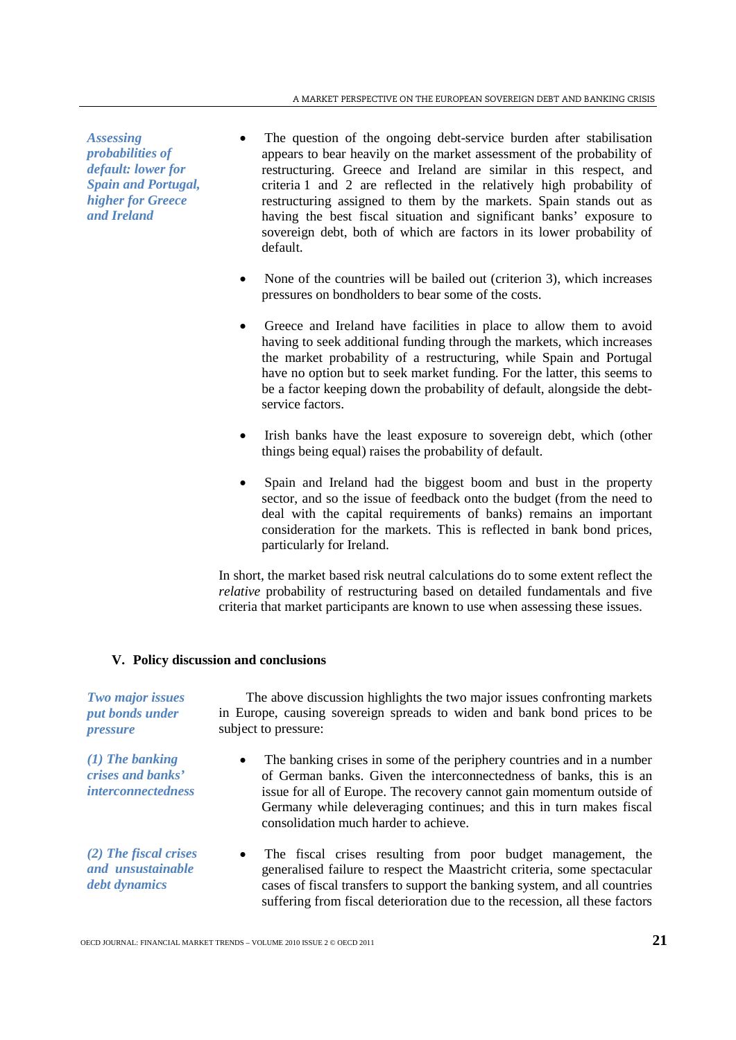*Assessing probabilities of default: lower for Spain and Portugal, higher for Greece and Ireland*

- The question of the ongoing debt-service burden after stabilisation appears to bear heavily on the market assessment of the probability of restructuring. Greece and Ireland are similar in this respect, and criteria 1 and 2 are reflected in the relatively high probability of restructuring assigned to them by the markets. Spain stands out as having the best fiscal situation and significant banks' exposure to sovereign debt, both of which are factors in its lower probability of default.

- None of the countries will be bailed out (criterion 3), which increases pressures on bondholders to bear some of the costs.

- Greece and Ireland have facilities in place to allow them to avoid having to seek additional funding through the markets, which increases the market probability of a restructuring, while Spain and Portugal have no option but to seek market funding. For the latter, this seems to be a factor keeping down the probability of default, alongside the debt-service factors.

- Irish banks have the least exposure to sovereign debt, which (other things being equal) raises the probability of default.

- Spain and Ireland had the biggest boom and bust in the property sector, and so the issue of feedback onto the budget (from the need to deal with the capital requirements of banks) remains an important consideration for the markets. This is reflected in bank bond prices, particularly for Ireland.

In short, the market based risk neutral calculations do to some extent reflect the *relative* probability of restructuring based on detailed fundamentals and five criteria that market participants are known to use when assessing these issues.

## V. Policy discussion and conclusions

*Two major issues put bonds under pressure*

The above discussion highlights the two major issues confronting markets in Europe, causing sovereign spreads to widen and bank bond prices to be subject to pressure:

*(1) The banking crises and banks' interconnectedness*

- The banking crises in some of the periphery countries and in a number of German banks. Given the interconnectedness of banks, this is an issue for all of Europe. The recovery cannot gain momentum outside of Germany while deleveraging continues; and this in turn makes fiscal consolidation much harder to achieve.

*(2) The fiscal crises and unsustainable debt dynamics*

- The fiscal crises resulting from poor budget management, the generalised failure to respect the Maastricht criteria, some spectacular cases of fiscal transfers to support the banking system, and all countries suffering from fiscal deterioration due to the recession, all these factors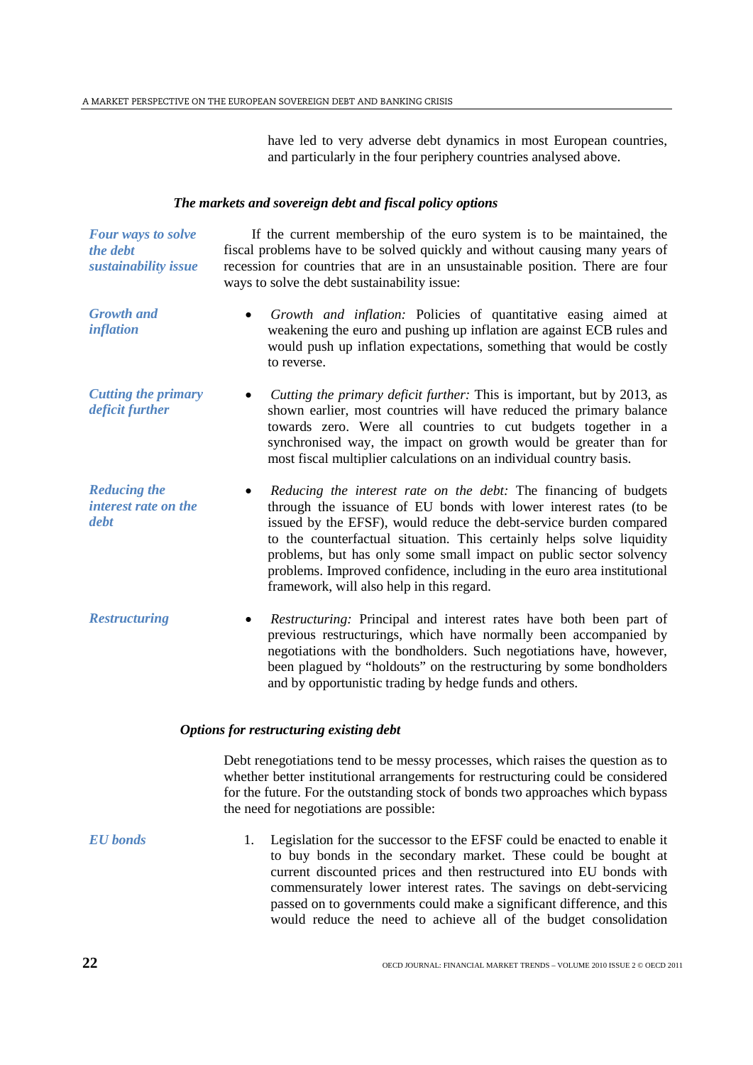have led to very adverse debt dynamics in most European countries, and particularly in the four periphery countries analysed above.

### *The markets and sovereign debt and fiscal policy options*

***Four ways to solve the debt sustainability issue***

If the current membership of the euro system is to be maintained, the fiscal problems have to be solved quickly and without causing many years of recession for countries that are in an unsustainable position. There are four ways to solve the debt sustainability issue:

***Growth and inflation***

- *Growth and inflation:* Policies of quantitative easing aimed at weakening the euro and pushing up inflation are against ECB rules and would push up inflation expectations, something that would be costly to reverse.

***Cutting the primary deficit further***

- *Cutting the primary deficit further:* This is important, but by 2013, as shown earlier, most countries will have reduced the primary balance towards zero. Were all countries to cut budgets together in a synchronised way, the impact on growth would be greater than for most fiscal multiplier calculations on an individual country basis.

***Reducing the interest rate on the debt***

- *Reducing the interest rate on the debt:* The financing of budgets through the issuance of EU bonds with lower interest rates (to be issued by the EFSF), would reduce the debt-service burden compared to the counterfactual situation. This certainly helps solve liquidity problems, but has only some small impact on public sector solvency problems. Improved confidence, including in the euro area institutional framework, will also help in this regard.

***Restructuring***

- *Restructuring:* Principal and interest rates have both been part of previous restructurings, which have normally been accompanied by negotiations with the bondholders. Such negotiations have, however, been plagued by "holdouts" on the restructuring by some bondholders and by opportunistic trading by hedge funds and others.

### *Options for restructuring existing debt*

Debt renegotiations tend to be messy processes, which raises the question as to whether better institutional arrangements for restructuring could be considered for the future. For the outstanding stock of bonds two approaches which bypass the need for negotiations are possible:

***EU bonds***

1. Legislation for the successor to the EFSF could be enacted to enable it to buy bonds in the secondary market. These could be bought at current discounted prices and then restructured into EU bonds with commensurately lower interest rates. The savings on debt-servicing passed on to governments could make a significant difference, and this would reduce the need to achieve all of the budget consolidation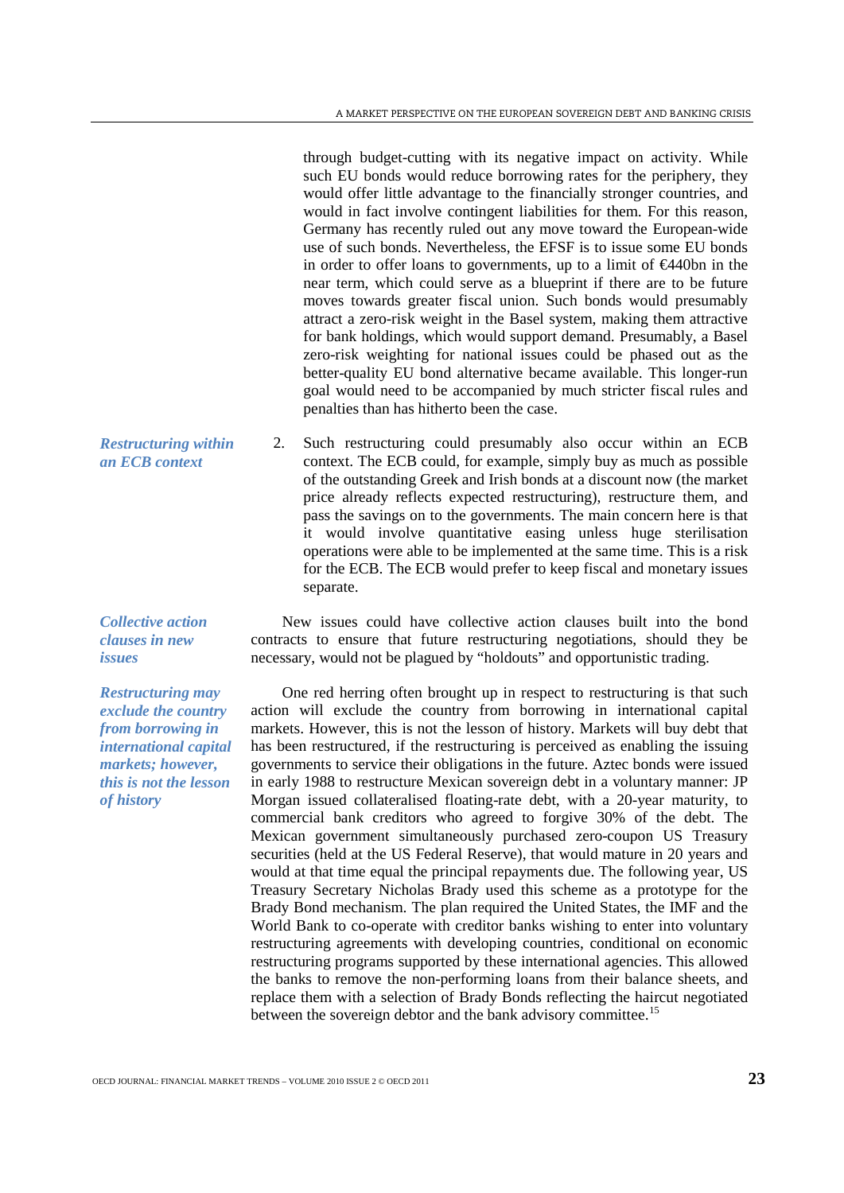through budget-cutting with its negative impact on activity. While such EU bonds would reduce borrowing rates for the periphery, they would offer little advantage to the financially stronger countries, and would in fact involve contingent liabilities for them. For this reason, Germany has recently ruled out any move toward the European-wide use of such bonds. Nevertheless, the EFSF is to issue some EU bonds in order to offer loans to governments, up to a limit of €440bn in the near term, which could serve as a blueprint if there are to be future moves towards greater fiscal union. Such bonds would presumably attract a zero-risk weight in the Basel system, making them attractive for bank holdings, which would support demand. Presumably, a Basel zero-risk weighting for national issues could be phased out as the better-quality EU bond alternative became available. This longer-run goal would need to be accompanied by much stricter fiscal rules and penalties than has hitherto been the case.

***Restructuring within an ECB context***

2. Such restructuring could presumably also occur within an ECB context. The ECB could, for example, simply buy as much as possible of the outstanding Greek and Irish bonds at a discount now (the market price already reflects expected restructuring), restructure them, and pass the savings on to the governments. The main concern here is that it would involve quantitative easing unless huge sterilisation operations were able to be implemented at the same time. This is a risk for the ECB. The ECB would prefer to keep fiscal and monetary issues separate.

***Collective action clauses in new issues***

New issues could have collective action clauses built into the bond contracts to ensure that future restructuring negotiations, should they be necessary, would not be plagued by "holdouts" and opportunistic trading.

***Restructuring may exclude the country from borrowing in international capital markets; however, this is not the lesson of history***

One red herring often brought up in respect to restructuring is that such action will exclude the country from borrowing in international capital markets. However, this is not the lesson of history. Markets will buy debt that has been restructured, if the restructuring is perceived as enabling the issuing governments to service their obligations in the future. Aztec bonds were issued in early 1988 to restructure Mexican sovereign debt in a voluntary manner: JP Morgan issued collateralised floating-rate debt, with a 20-year maturity, to commercial bank creditors who agreed to forgive 30% of the debt. The Mexican government simultaneously purchased zero-coupon US Treasury securities (held at the US Federal Reserve), that would mature in 20 years and would at that time equal the principal repayments due. The following year, US Treasury Secretary Nicholas Brady used this scheme as a prototype for the Brady Bond mechanism. The plan required the United States, the IMF and the World Bank to co-operate with creditor banks wishing to enter into voluntary restructuring agreements with developing countries, conditional on economic restructuring programs supported by these international agencies. This allowed the banks to remove the non-performing loans from their balance sheets, and replace them with a selection of Brady Bonds reflecting the haircut negotiated between the sovereign debtor and the bank advisory committee.[15]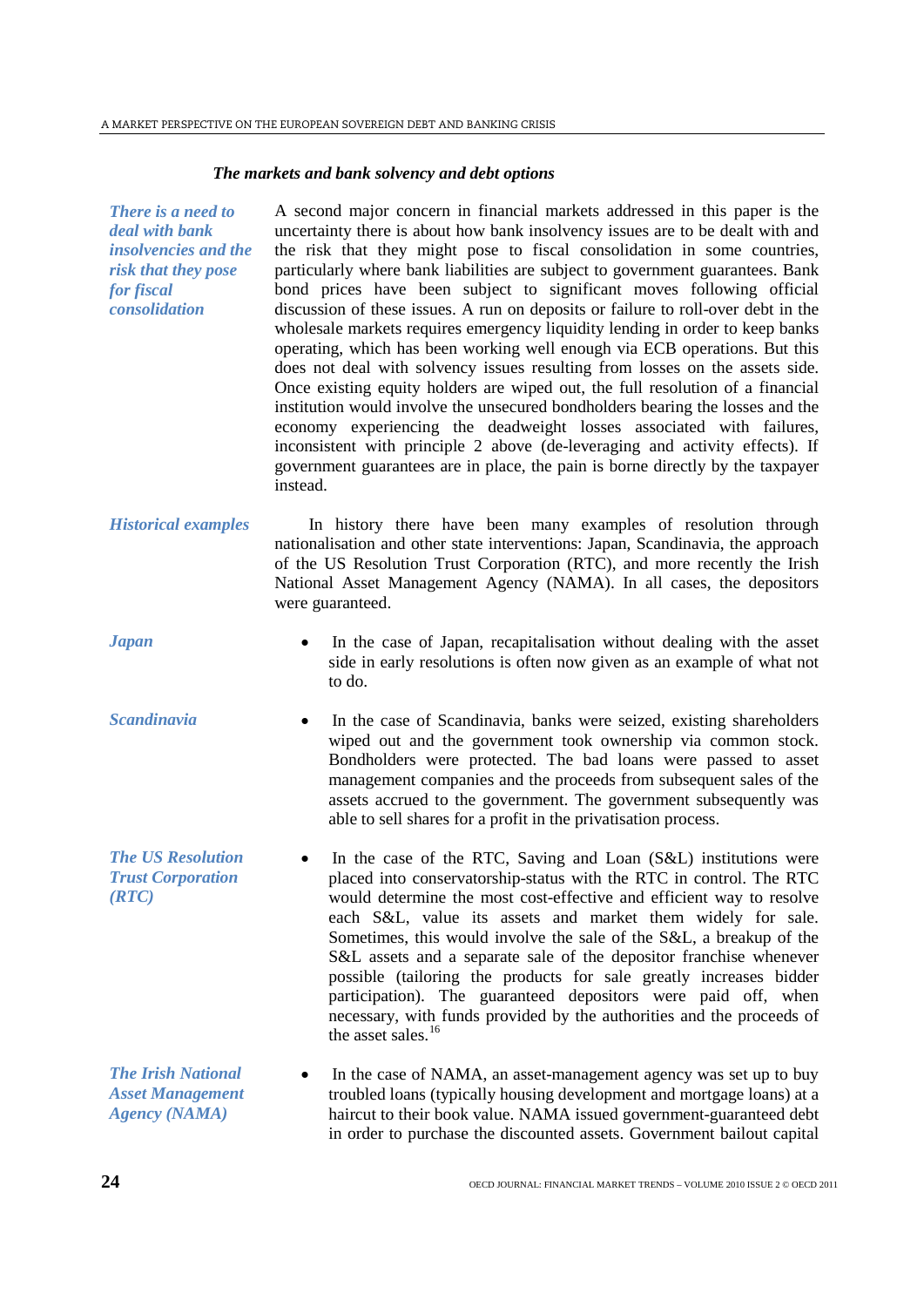### *The markets and bank solvency and debt options*

***There is a need to deal with bank insolvencies and the risk that they pose for fiscal consolidation***

A second major concern in financial markets addressed in this paper is the uncertainty there is about how bank insolvency issues are to be dealt with and the risk that they might pose to fiscal consolidation in some countries, particularly where bank liabilities are subject to government guarantees. Bank bond prices have been subject to significant moves following official discussion of these issues. A run on deposits or failure to roll-over debt in the wholesale markets requires emergency liquidity lending in order to keep banks operating, which has been working well enough via ECB operations. But this does not deal with solvency issues resulting from losses on the assets side. Once existing equity holders are wiped out, the full resolution of a financial institution would involve the unsecured bondholders bearing the losses and the economy experiencing the deadweight losses associated with failures, inconsistent with principle 2 above (de-leveraging and activity effects). If government guarantees are in place, the pain is borne directly by the taxpayer instead.

***Historical examples***

In history there have been many examples of resolution through nationalisation and other state interventions: Japan, Scandinavia, the approach of the US Resolution Trust Corporation (RTC), and more recently the Irish National Asset Management Agency (NAMA). In all cases, the depositors were guaranteed.

***Japan***

- In the case of Japan, recapitalisation without dealing with the asset side in early resolutions is often now given as an example of what not to do.

***Scandinavia***

- In the case of Scandinavia, banks were seized, existing shareholders wiped out and the government took ownership via common stock. Bondholders were protected. The bad loans were passed to asset management companies and the proceeds from subsequent sales of the assets accrued to the government. The government subsequently was able to sell shares for a profit in the privatisation process.

***The US Resolution Trust Corporation (RTC)***

- In the case of the RTC, Saving and Loan (S&L) institutions were placed into conservatorship-status with the RTC in control. The RTC would determine the most cost-effective and efficient way to resolve each S&L, value its assets and market them widely for sale. Sometimes, this would involve the sale of the S&L, a breakup of the S&L assets and a separate sale of the depositor franchise whenever possible (tailoring the products for sale greatly increases bidder participation). The guaranteed depositors were paid off, when necessary, with funds provided by the authorities and the proceeds of the asset sales.[16]

***The Irish National Asset Management Agency (NAMA)***

- In the case of NAMA, an asset-management agency was set up to buy troubled loans (typically housing development and mortgage loans) at a haircut to their book value. NAMA issued government-guaranteed debt in order to purchase the discounted assets. Government bailout capital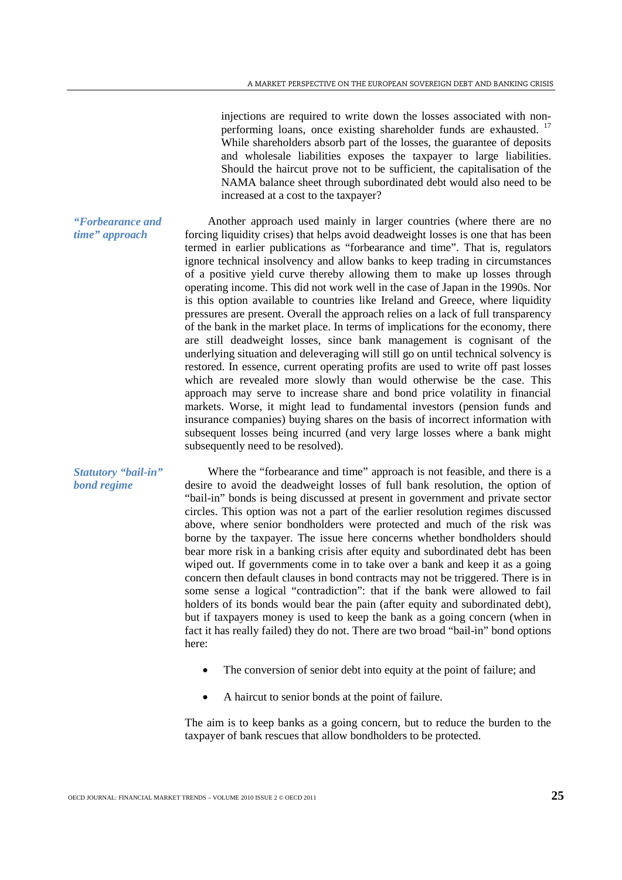injections are required to write down the losses associated with non-performing loans, once existing shareholder funds are exhausted.[17] While shareholders absorb part of the losses, the guarantee of deposits and wholesale liabilities exposes the taxpayer to large liabilities. Should the haircut prove not to be sufficient, the capitalisation of the NAMA balance sheet through subordinated debt would also need to be increased at a cost to the taxpayer?

*"Forbearance and time" approach*

Another approach used mainly in larger countries (where there are no forcing liquidity crises) that helps avoid deadweight losses is one that has been termed in earlier publications as "forbearance and time". That is, regulators ignore technical insolvency and allow banks to keep trading in circumstances of a positive yield curve thereby allowing them to make up losses through operating income. This did not work well in the case of Japan in the 1990s. Nor is this option available to countries like Ireland and Greece, where liquidity pressures are present. Overall the approach relies on a lack of full transparency of the bank in the market place. In terms of implications for the economy, there are still deadweight losses, since bank management is cognisant of the underlying situation and deleveraging will still go on until technical solvency is restored. In essence, current operating profits are used to write off past losses which are revealed more slowly than would otherwise be the case. This approach may serve to increase share and bond price volatility in financial markets. Worse, it might lead to fundamental investors (pension funds and insurance companies) buying shares on the basis of incorrect information with subsequent losses being incurred (and very large losses where a bank might subsequently need to be resolved).

*Statutory "bail-in" bond regime*

Where the "forbearance and time" approach is not feasible, and there is a desire to avoid the deadweight losses of full bank resolution, the option of "bail-in" bonds is being discussed at present in government and private sector circles. This option was not a part of the earlier resolution regimes discussed above, where senior bondholders were protected and much of the risk was borne by the taxpayer. The issue here concerns whether bondholders should bear more risk in a banking crisis after equity and subordinated debt has been wiped out. If governments come in to take over a bank and keep it as a going concern then default clauses in bond contracts may not be triggered. There is in some sense a logical "contradiction": that if the bank were allowed to fail holders of its bonds would bear the pain (after equity and subordinated debt), but if taxpayers money is used to keep the bank as a going concern (when in fact it has really failed) they do not. There are two broad "bail-in" bond options here:

- The conversion of senior debt into equity at the point of failure; and
- A haircut to senior bonds at the point of failure.

The aim is to keep banks as a going concern, but to reduce the burden to the taxpayer of bank rescues that allow bondholders to be protected.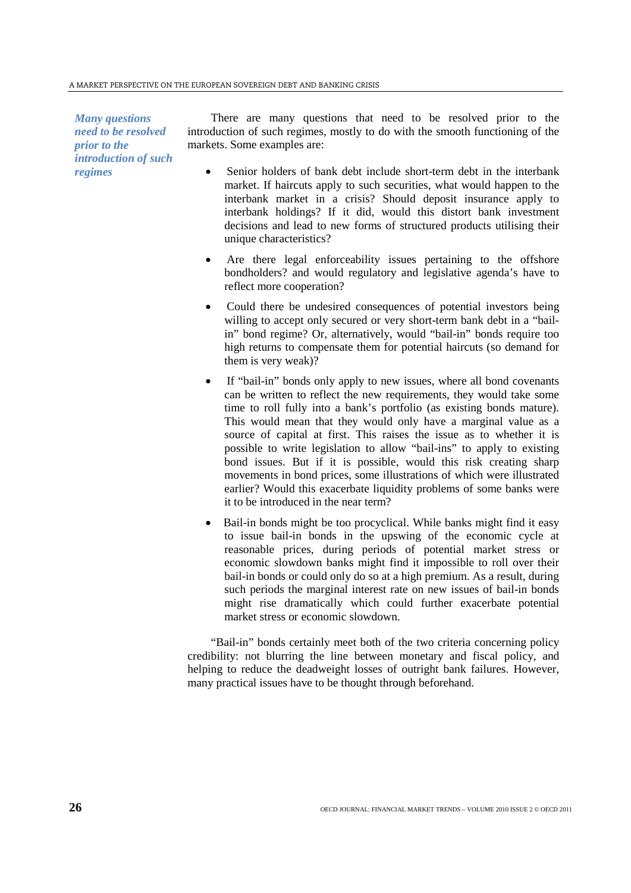*Many questions need to be resolved prior to the introduction of such regimes*

There are many questions that need to be resolved prior to the introduction of such regimes, mostly to do with the smooth functioning of the markets. Some examples are:

- Senior holders of bank debt include short-term debt in the interbank market. If haircuts apply to such securities, what would happen to the interbank market in a crisis? Should deposit insurance apply to interbank holdings? If it did, would this distort bank investment decisions and lead to new forms of structured products utilising their unique characteristics?
- Are there legal enforceability issues pertaining to the offshore bondholders? and would regulatory and legislative agenda's have to reflect more cooperation?
- Could there be undesired consequences of potential investors being willing to accept only secured or very short-term bank debt in a "bail-in" bond regime? Or, alternatively, would "bail-in" bonds require too high returns to compensate them for potential haircuts (so demand for them is very weak)?
- If "bail-in" bonds only apply to new issues, where all bond covenants can be written to reflect the new requirements, they would take some time to roll fully into a bank's portfolio (as existing bonds mature). This would mean that they would only have a marginal value as a source of capital at first. This raises the issue as to whether it is possible to write legislation to allow "bail-ins" to apply to existing bond issues. But if it is possible, would this risk creating sharp movements in bond prices, some illustrations of which were illustrated earlier? Would this exacerbate liquidity problems of some banks were it to be introduced in the near term?
- Bail-in bonds might be too procyclical. While banks might find it easy to issue bail-in bonds in the upswing of the economic cycle at reasonable prices, during periods of potential market stress or economic slowdown banks might find it impossible to roll over their bail-in bonds or could only do so at a high premium. As a result, during such periods the marginal interest rate on new issues of bail-in bonds might rise dramatically which could further exacerbate potential market stress or economic slowdown.

"Bail-in" bonds certainly meet both of the two criteria concerning policy credibility: not blurring the line between monetary and fiscal policy, and helping to reduce the deadweight losses of outright bank failures. However, many practical issues have to be thought through beforehand.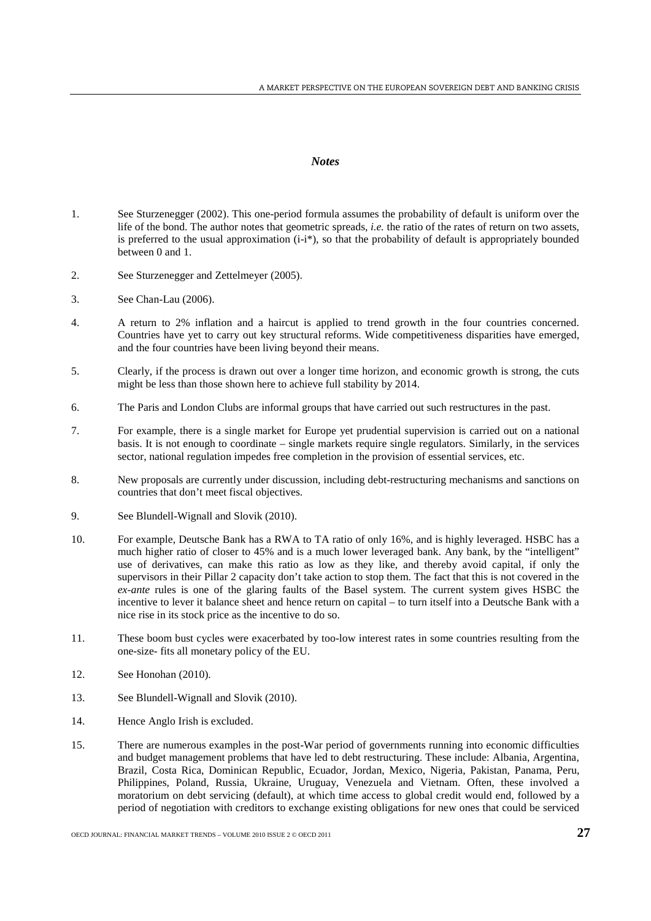### *Notes*

1. See Sturzenegger (2002). This one-period formula assumes the probability of default is uniform over the life of the bond. The author notes that geometric spreads, *i.e.* the ratio of the rates of return on two assets, is preferred to the usual approximation (i-i*), so that the probability of default is appropriately bounded between 0 and 1.

2. See Sturzenegger and Zettelmeyer (2005).

3. See Chan-Lau (2006).

4. A return to 2% inflation and a haircut is applied to trend growth in the four countries concerned. Countries have yet to carry out key structural reforms. Wide competitiveness disparities have emerged, and the four countries have been living beyond their means.

5. Clearly, if the process is drawn out over a longer time horizon, and economic growth is strong, the cuts might be less than those shown here to achieve full stability by 2014.

6. The Paris and London Clubs are informal groups that have carried out such restructures in the past.

7. For example, there is a single market for Europe yet prudential supervision is carried out on a national basis. It is not enough to coordinate – single markets require single regulators. Similarly, in the services sector, national regulation impedes free completion in the provision of essential services, etc.

8. New proposals are currently under discussion, including debt-restructuring mechanisms and sanctions on countries that don't meet fiscal objectives.

9. See Blundell-Wignall and Slovik (2010).

10. For example, Deutsche Bank has a RWA to TA ratio of only 16%, and is highly leveraged. HSBC has a much higher ratio of closer to 45% and is a much lower leveraged bank. Any bank, by the "intelligent" use of derivatives, can make this ratio as low as they like, and thereby avoid capital, if only the supervisors in their Pillar 2 capacity don't take action to stop them. The fact that this is not covered in the *ex-ante* rules is one of the glaring faults of the Basel system. The current system gives HSBC the incentive to lever it balance sheet and hence return on capital – to turn itself into a Deutsche Bank with a nice rise in its stock price as the incentive to do so.

11. These boom bust cycles were exacerbated by too-low interest rates in some countries resulting from the one-size- fits all monetary policy of the EU.

12. See Honohan (2010).

13. See Blundell-Wignall and Slovik (2010).

14. Hence Anglo Irish is excluded.

15. There are numerous examples in the post-War period of governments running into economic difficulties and budget management problems that have led to debt restructuring. These include: Albania, Argentina, Brazil, Costa Rica, Dominican Republic, Ecuador, Jordan, Mexico, Nigeria, Pakistan, Panama, Peru, Philippines, Poland, Russia, Ukraine, Uruguay, Venezuela and Vietnam. Often, these involved a moratorium on debt servicing (default), at which time access to global credit would end, followed by a period of negotiation with creditors to exchange existing obligations for new ones that could be serviced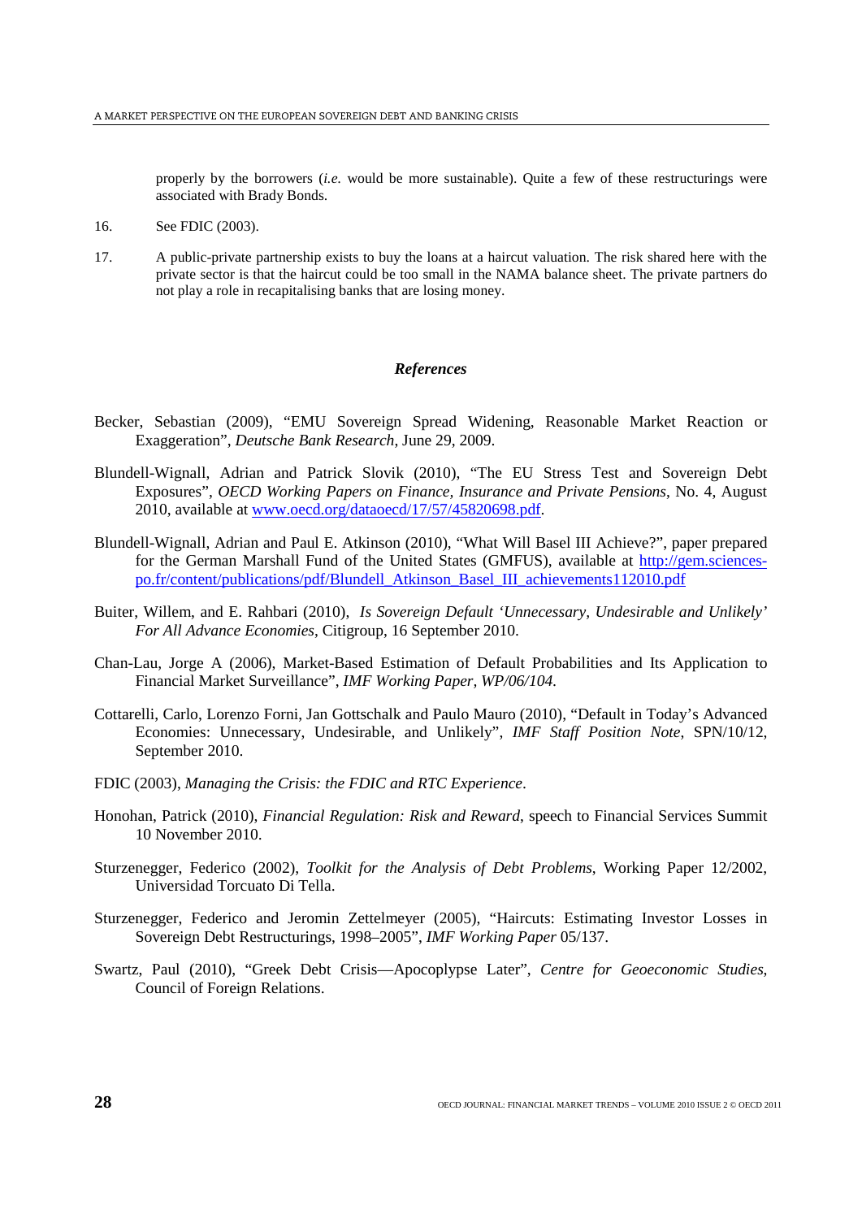properly by the borrowers (*i.e.* would be more sustainable). Quite a few of these restructurings were associated with Brady Bonds.

16. See FDIC (2003).

17. A public-private partnership exists to buy the loans at a haircut valuation. The risk shared here with the private sector is that the haircut could be too small in the NAMA balance sheet. The private partners do not play a role in recapitalising banks that are losing money.

## *References*

Becker, Sebastian (2009), "EMU Sovereign Spread Widening, Reasonable Market Reaction or Exaggeration", *Deutsche Bank Research*, June 29, 2009.

Blundell-Wignall, Adrian and Patrick Slovik (2010), "The EU Stress Test and Sovereign Debt Exposures", *OECD Working Papers on Finance, Insurance and Private Pensions*, No. 4, August 2010, available at www.oecd.org/dataoecd/17/57/45820698.pdf.

Blundell-Wignall, Adrian and Paul E. Atkinson (2010), "What Will Basel III Achieve?", paper prepared for the German Marshall Fund of the United States (GMFUS), available at http://gem.sciences-po.fr/content/publications/pdf/Blundell_Atkinson_Basel_III_achievements112010.pdf

Buiter, Willem, and E. Rahbari (2010), *Is Sovereign Default 'Unnecessary, Undesirable and Unlikely' For All Advance Economies*, Citigroup, 16 September 2010.

Chan-Lau, Jorge A (2006), Market-Based Estimation of Default Probabilities and Its Application to Financial Market Surveillance", *IMF Working Paper, WP/06/104.*

Cottarelli, Carlo, Lorenzo Forni, Jan Gottschalk and Paulo Mauro (2010), "Default in Today's Advanced Economies: Unnecessary, Undesirable, and Unlikely", *IMF Staff Position Note*, SPN/10/12, September 2010.

FDIC (2003), *Managing the Crisis: the FDIC and RTC Experience*.

Honohan, Patrick (2010), *Financial Regulation: Risk and Reward*, speech to Financial Services Summit 10 November 2010.

Sturzenegger, Federico (2002), *Toolkit for the Analysis of Debt Problems*, Working Paper 12/2002, Universidad Torcuato Di Tella.

Sturzenegger, Federico and Jeromin Zettelmeyer (2005), "Haircuts: Estimating Investor Losses in Sovereign Debt Restructurings, 1998–2005", *IMF Working Paper* 05/137.

Swartz, Paul (2010), "Greek Debt Crisis—Apocoplypse Later", *Centre for Geoeconomic Studies*, Council of Foreign Relations.